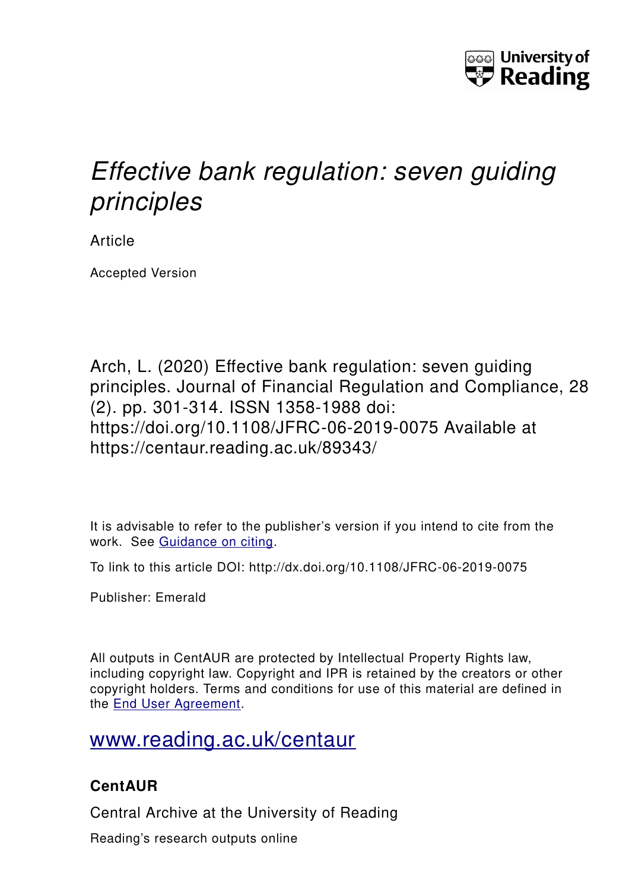University of Reading

# *Effective bank regulation: seven guiding principles*

Article

Accepted Version

Arch, L. (2020) Effective bank regulation: seven guiding principles. Journal of Financial Regulation and Compliance, 28 (2). pp. 301-314. ISSN 1358-1988 doi: https://doi.org/10.1108/JFRC-06-2019-0075 Available at https://centaur.reading.ac.uk/89343/

It is advisable to refer to the publisher's version if you intend to cite from the work. See Guidance on citing.

To link to this article DOI: http://dx.doi.org/10.1108/JFRC-06-2019-0075

Publisher: Emerald

All outputs in CentAUR are protected by Intellectual Property Rights law, including copyright law. Copyright and IPR is retained by the creators or other copyright holders. Terms and conditions for use of this material are defined in the End User Agreement.

www.reading.ac.uk/centaur

**CentAUR**

Central Archive at the University of Reading

Reading's research outputs online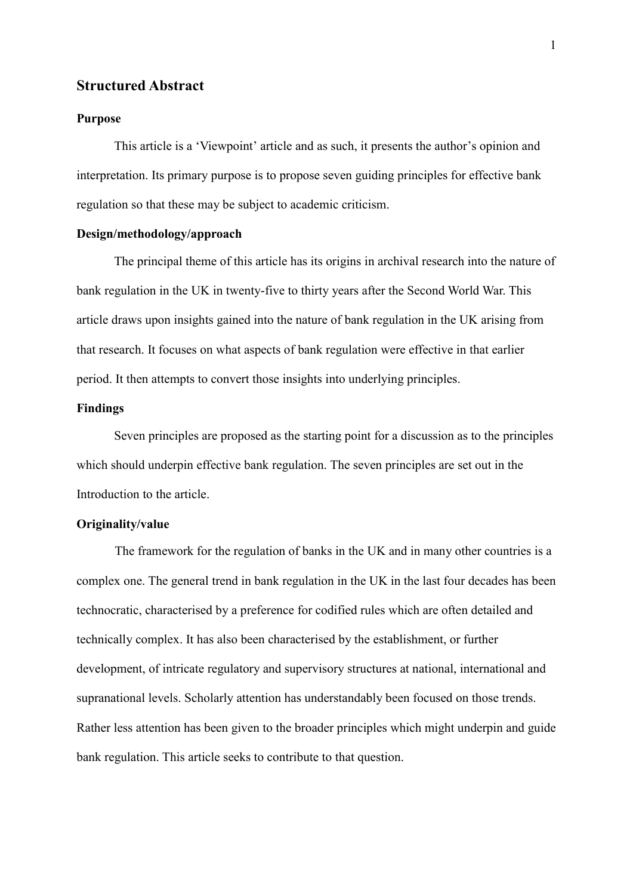## Structured Abstract

### Purpose

This article is a 'Viewpoint' article and as such, it presents the author's opinion and interpretation. Its primary purpose is to propose seven guiding principles for effective bank regulation so that these may be subject to academic criticism.

### Design/methodology/approach

The principal theme of this article has its origins in archival research into the nature of bank regulation in the UK in twenty-five to thirty years after the Second World War. This article draws upon insights gained into the nature of bank regulation in the UK arising from that research. It focuses on what aspects of bank regulation were effective in that earlier period. It then attempts to convert those insights into underlying principles.

### Findings

Seven principles are proposed as the starting point for a discussion as to the principles which should underpin effective bank regulation. The seven principles are set out in the Introduction to the article.

### Originality/value

The framework for the regulation of banks in the UK and in many other countries is a complex one. The general trend in bank regulation in the UK in the last four decades has been technocratic, characterised by a preference for codified rules which are often detailed and technically complex. It has also been characterised by the establishment, or further development, of intricate regulatory and supervisory structures at national, international and supranational levels. Scholarly attention has understandably been focused on those trends. Rather less attention has been given to the broader principles which might underpin and guide bank regulation. This article seeks to contribute to that question.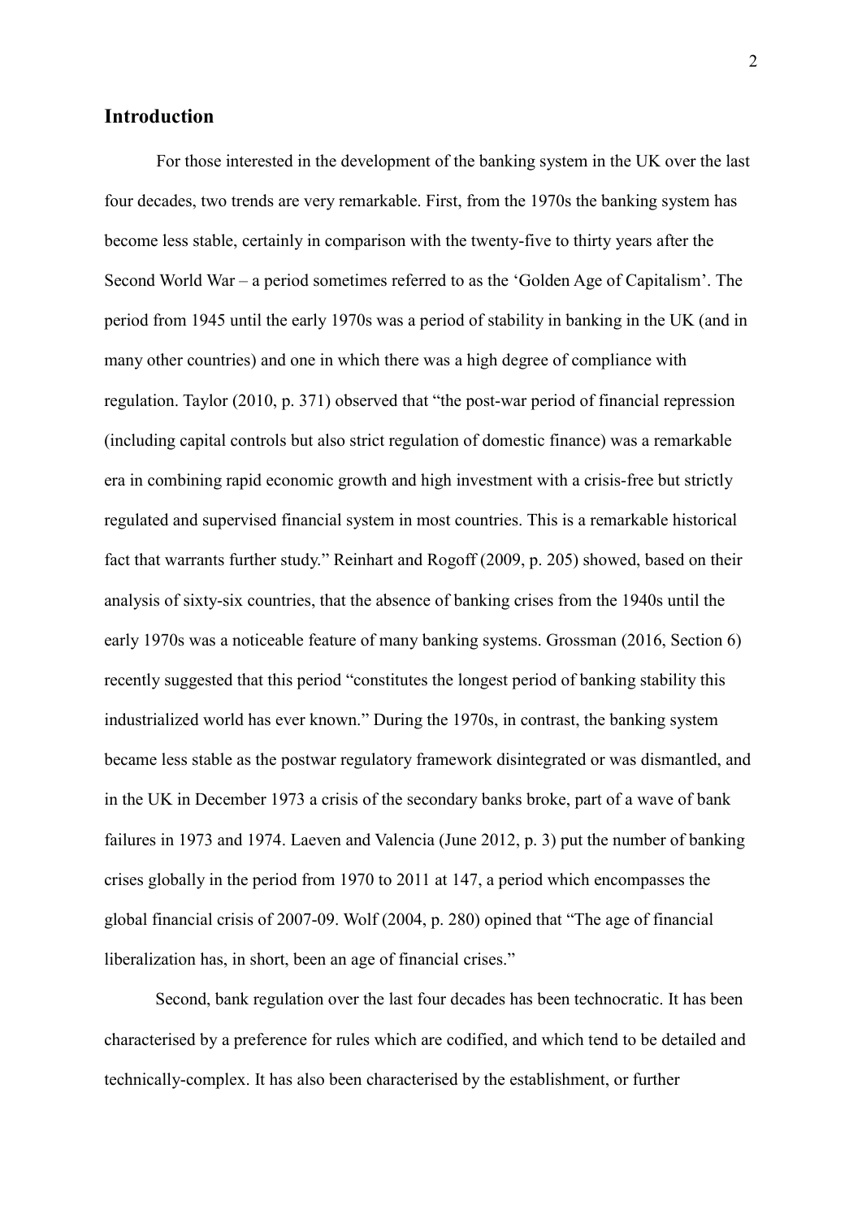## Introduction

For those interested in the development of the banking system in the UK over the last four decades, two trends are very remarkable. First, from the 1970s the banking system has become less stable, certainly in comparison with the twenty-five to thirty years after the Second World War – a period sometimes referred to as the 'Golden Age of Capitalism'. The period from 1945 until the early 1970s was a period of stability in banking in the UK (and in many other countries) and one in which there was a high degree of compliance with regulation. Taylor (2010, p. 371) observed that "the post-war period of financial repression (including capital controls but also strict regulation of domestic finance) was a remarkable era in combining rapid economic growth and high investment with a crisis-free but strictly regulated and supervised financial system in most countries. This is a remarkable historical fact that warrants further study." Reinhart and Rogoff (2009, p. 205) showed, based on their analysis of sixty-six countries, that the absence of banking crises from the 1940s until the early 1970s was a noticeable feature of many banking systems. Grossman (2016, Section 6) recently suggested that this period "constitutes the longest period of banking stability this industrialized world has ever known." During the 1970s, in contrast, the banking system became less stable as the postwar regulatory framework disintegrated or was dismantled, and in the UK in December 1973 a crisis of the secondary banks broke, part of a wave of bank failures in 1973 and 1974. Laeven and Valencia (June 2012, p. 3) put the number of banking crises globally in the period from 1970 to 2011 at 147, a period which encompasses the global financial crisis of 2007-09. Wolf (2004, p. 280) opined that "The age of financial liberalization has, in short, been an age of financial crises."

Second, bank regulation over the last four decades has been technocratic. It has been characterised by a preference for rules which are codified, and which tend to be detailed and technically-complex. It has also been characterised by the establishment, or further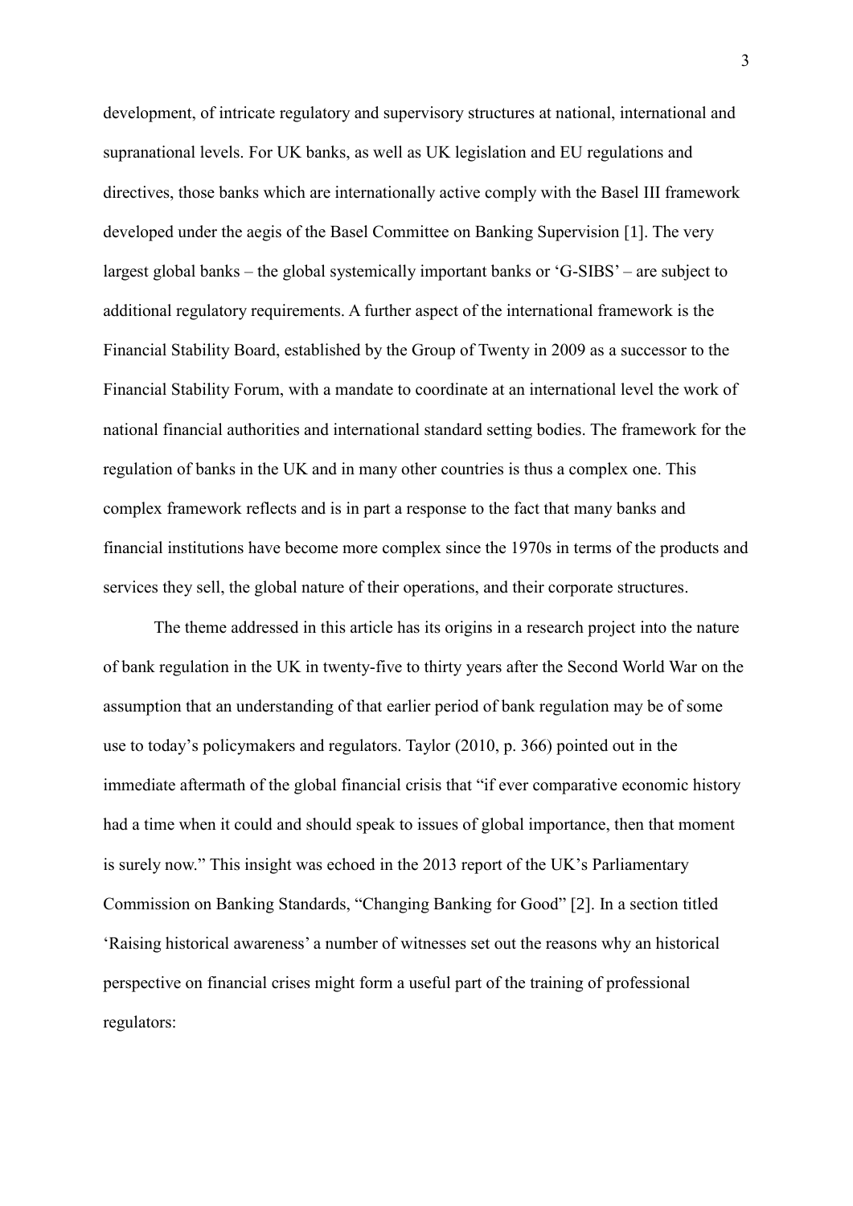development, of intricate regulatory and supervisory structures at national, international and supranational levels. For UK banks, as well as UK legislation and EU regulations and directives, those banks which are internationally active comply with the Basel III framework developed under the aegis of the Basel Committee on Banking Supervision [1]. The very largest global banks – the global systemically important banks or 'G-SIBS' – are subject to additional regulatory requirements. A further aspect of the international framework is the Financial Stability Board, established by the Group of Twenty in 2009 as a successor to the Financial Stability Forum, with a mandate to coordinate at an international level the work of national financial authorities and international standard setting bodies. The framework for the regulation of banks in the UK and in many other countries is thus a complex one. This complex framework reflects and is in part a response to the fact that many banks and financial institutions have become more complex since the 1970s in terms of the products and services they sell, the global nature of their operations, and their corporate structures.

The theme addressed in this article has its origins in a research project into the nature of bank regulation in the UK in twenty-five to thirty years after the Second World War on the assumption that an understanding of that earlier period of bank regulation may be of some use to today's policymakers and regulators. Taylor (2010, p. 366) pointed out in the immediate aftermath of the global financial crisis that "if ever comparative economic history had a time when it could and should speak to issues of global importance, then that moment is surely now." This insight was echoed in the 2013 report of the UK's Parliamentary Commission on Banking Standards, "Changing Banking for Good" [2]. In a section titled 'Raising historical awareness' a number of witnesses set out the reasons why an historical perspective on financial crises might form a useful part of the training of professional regulators: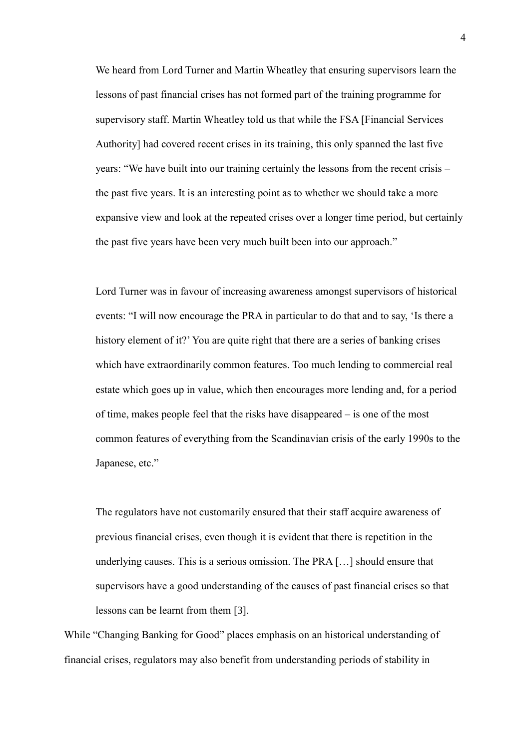> We heard from Lord Turner and Martin Wheatley that ensuring supervisors learn the lessons of past financial crises has not formed part of the training programme for supervisory staff. Martin Wheatley told us that while the FSA [Financial Services Authority] had covered recent crises in its training, this only spanned the last five years: "We have built into our training certainly the lessons from the recent crisis – the past five years. It is an interesting point as to whether we should take a more expansive view and look at the repeated crises over a longer time period, but certainly the past five years have been very much built been into our approach."
>
> Lord Turner was in favour of increasing awareness amongst supervisors of historical events: "I will now encourage the PRA in particular to do that and to say, 'Is there a history element of it?' You are quite right that there are a series of banking crises which have extraordinarily common features. Too much lending to commercial real estate which goes up in value, which then encourages more lending and, for a period of time, makes people feel that the risks have disappeared – is one of the most common features of everything from the Scandinavian crisis of the early 1990s to the Japanese, etc."
>
> The regulators have not customarily ensured that their staff acquire awareness of previous financial crises, even though it is evident that there is repetition in the underlying causes. This is a serious omission. The PRA […] should ensure that supervisors have a good understanding of the causes of past financial crises so that lessons can be learnt from them [3].

While "Changing Banking for Good" places emphasis on an historical understanding of financial crises, regulators may also benefit from understanding periods of stability in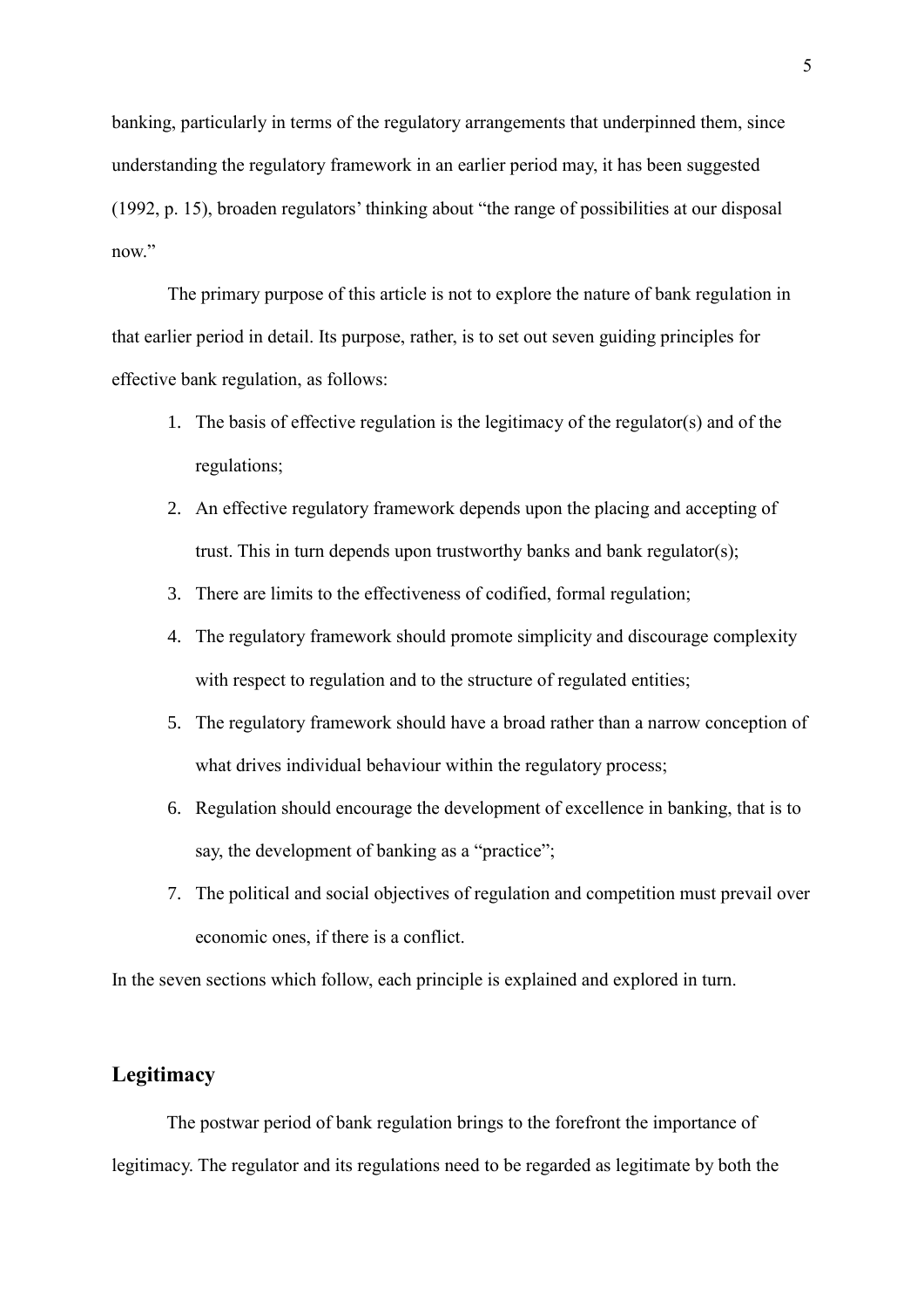banking, particularly in terms of the regulatory arrangements that underpinned them, since understanding the regulatory framework in an earlier period may, it has been suggested (1992, p. 15), broaden regulators' thinking about "the range of possibilities at our disposal now."

The primary purpose of this article is not to explore the nature of bank regulation in that earlier period in detail. Its purpose, rather, is to set out seven guiding principles for effective bank regulation, as follows:

1. The basis of effective regulation is the legitimacy of the regulator(s) and of the regulations;
2. An effective regulatory framework depends upon the placing and accepting of trust. This in turn depends upon trustworthy banks and bank regulator(s);
3. There are limits to the effectiveness of codified, formal regulation;
4. The regulatory framework should promote simplicity and discourage complexity with respect to regulation and to the structure of regulated entities;
5. The regulatory framework should have a broad rather than a narrow conception of what drives individual behaviour within the regulatory process;
6. Regulation should encourage the development of excellence in banking, that is to say, the development of banking as a "practice";
7. The political and social objectives of regulation and competition must prevail over economic ones, if there is a conflict.

In the seven sections which follow, each principle is explained and explored in turn.

## Legitimacy

The postwar period of bank regulation brings to the forefront the importance of legitimacy. The regulator and its regulations need to be regarded as legitimate by both the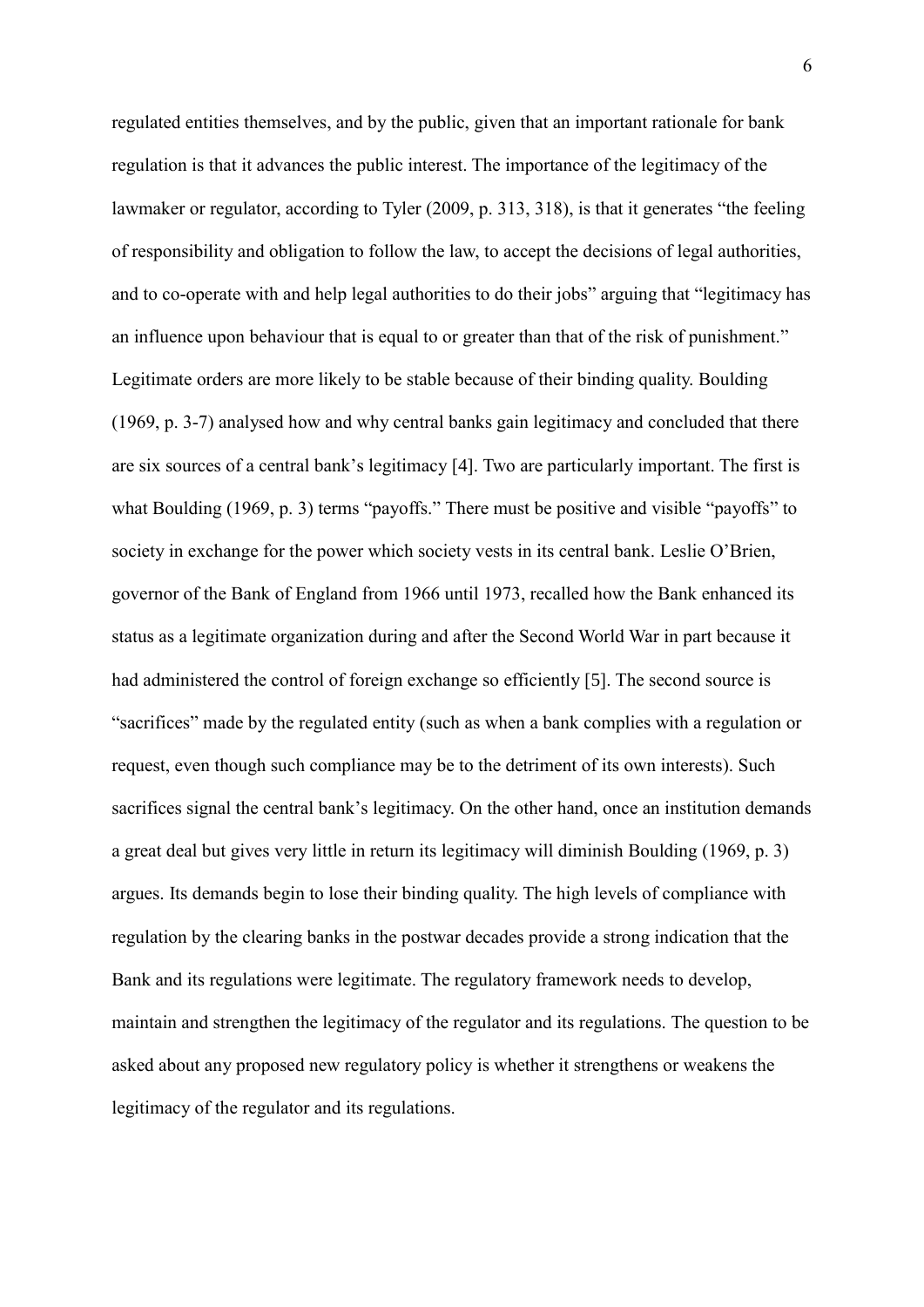regulated entities themselves, and by the public, given that an important rationale for bank regulation is that it advances the public interest. The importance of the legitimacy of the lawmaker or regulator, according to Tyler (2009, p. 313, 318), is that it generates "the feeling of responsibility and obligation to follow the law, to accept the decisions of legal authorities, and to co-operate with and help legal authorities to do their jobs" arguing that "legitimacy has an influence upon behaviour that is equal to or greater than that of the risk of punishment." Legitimate orders are more likely to be stable because of their binding quality. Boulding (1969, p. 3-7) analysed how and why central banks gain legitimacy and concluded that there are six sources of a central bank's legitimacy [4]. Two are particularly important. The first is what Boulding (1969, p. 3) terms "payoffs." There must be positive and visible "payoffs" to society in exchange for the power which society vests in its central bank. Leslie O'Brien, governor of the Bank of England from 1966 until 1973, recalled how the Bank enhanced its status as a legitimate organization during and after the Second World War in part because it had administered the control of foreign exchange so efficiently [5]. The second source is "sacrifices" made by the regulated entity (such as when a bank complies with a regulation or request, even though such compliance may be to the detriment of its own interests). Such sacrifices signal the central bank's legitimacy. On the other hand, once an institution demands a great deal but gives very little in return its legitimacy will diminish Boulding (1969, p. 3) argues. Its demands begin to lose their binding quality. The high levels of compliance with regulation by the clearing banks in the postwar decades provide a strong indication that the Bank and its regulations were legitimate. The regulatory framework needs to develop, maintain and strengthen the legitimacy of the regulator and its regulations. The question to be asked about any proposed new regulatory policy is whether it strengthens or weakens the legitimacy of the regulator and its regulations.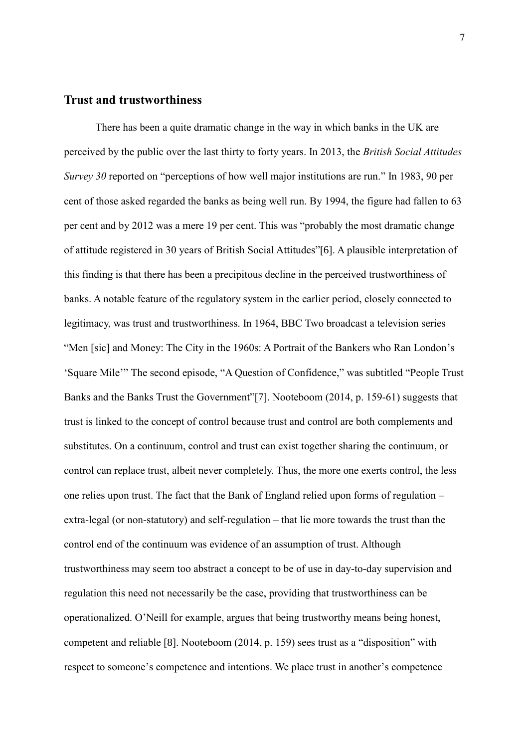## Trust and trustworthiness

There has been a quite dramatic change in the way in which banks in the UK are perceived by the public over the last thirty to forty years. In 2013, the *British Social Attitudes Survey 30* reported on "perceptions of how well major institutions are run." In 1983, 90 per cent of those asked regarded the banks as being well run. By 1994, the figure had fallen to 63 per cent and by 2012 was a mere 19 per cent. This was "probably the most dramatic change of attitude registered in 30 years of British Social Attitudes"[6]. A plausible interpretation of this finding is that there has been a precipitous decline in the perceived trustworthiness of banks. A notable feature of the regulatory system in the earlier period, closely connected to legitimacy, was trust and trustworthiness. In 1964, BBC Two broadcast a television series "Men [sic] and Money: The City in the 1960s: A Portrait of the Bankers who Ran London's 'Square Mile'" The second episode, "A Question of Confidence," was subtitled "People Trust Banks and the Banks Trust the Government"[7]. Nooteboom (2014, p. 159-61) suggests that trust is linked to the concept of control because trust and control are both complements and substitutes. On a continuum, control and trust can exist together sharing the continuum, or control can replace trust, albeit never completely. Thus, the more one exerts control, the less one relies upon trust. The fact that the Bank of England relied upon forms of regulation – extra-legal (or non-statutory) and self-regulation – that lie more towards the trust than the control end of the continuum was evidence of an assumption of trust. Although trustworthiness may seem too abstract a concept to be of use in day-to-day supervision and regulation this need not necessarily be the case, providing that trustworthiness can be operationalized. O'Neill for example, argues that being trustworthy means being honest, competent and reliable [8]. Nooteboom (2014, p. 159) sees trust as a "disposition" with respect to someone's competence and intentions. We place trust in another's competence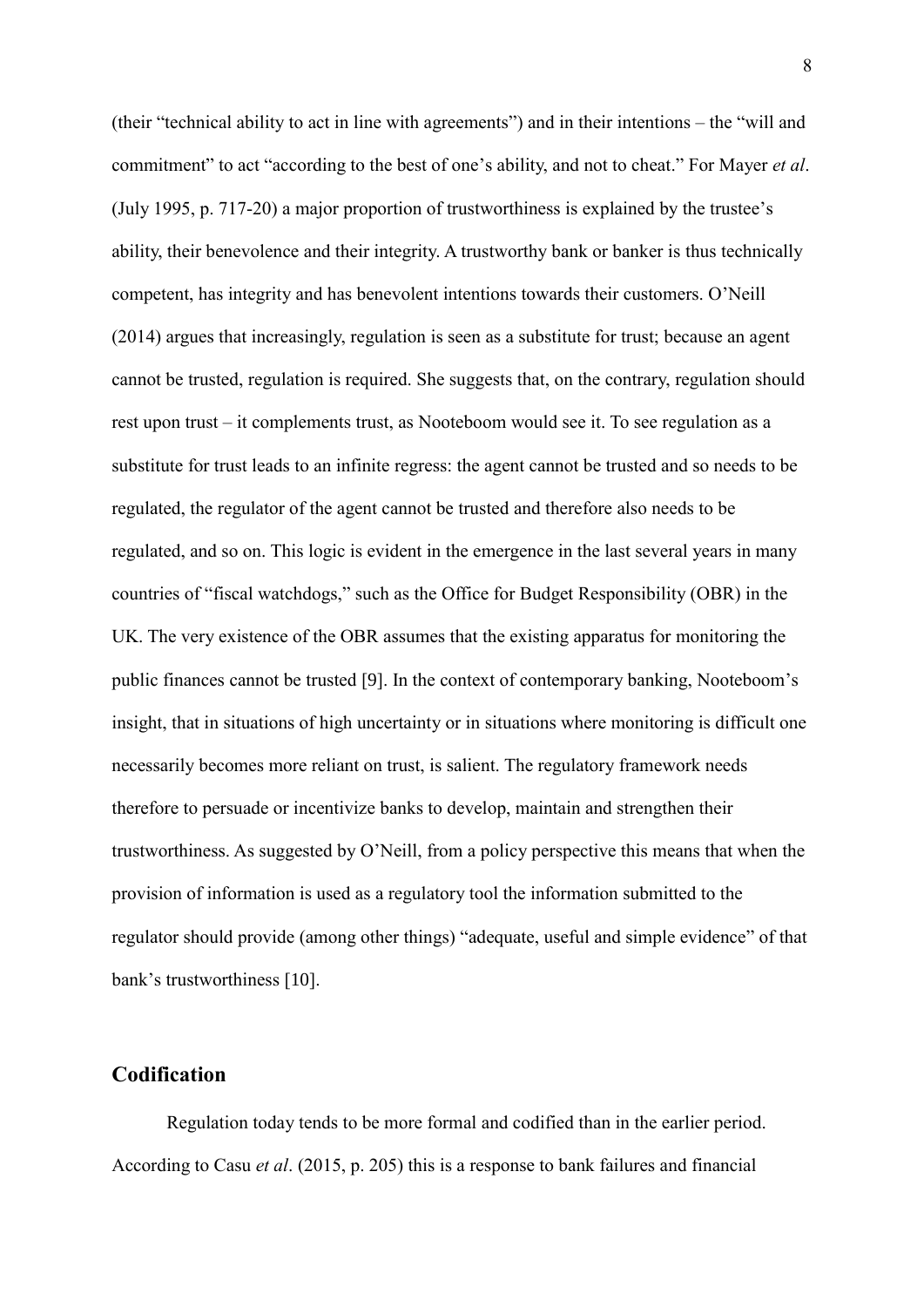(their "technical ability to act in line with agreements") and in their intentions – the "will and commitment" to act "according to the best of one's ability, and not to cheat." For Mayer *et al*. (July 1995, p. 717-20) a major proportion of trustworthiness is explained by the trustee's ability, their benevolence and their integrity. A trustworthy bank or banker is thus technically competent, has integrity and has benevolent intentions towards their customers. O'Neill (2014) argues that increasingly, regulation is seen as a substitute for trust; because an agent cannot be trusted, regulation is required. She suggests that, on the contrary, regulation should rest upon trust – it complements trust, as Nooteboom would see it. To see regulation as a substitute for trust leads to an infinite regress: the agent cannot be trusted and so needs to be regulated, the regulator of the agent cannot be trusted and therefore also needs to be regulated, and so on. This logic is evident in the emergence in the last several years in many countries of "fiscal watchdogs," such as the Office for Budget Responsibility (OBR) in the UK. The very existence of the OBR assumes that the existing apparatus for monitoring the public finances cannot be trusted [9]. In the context of contemporary banking, Nooteboom's insight, that in situations of high uncertainty or in situations where monitoring is difficult one necessarily becomes more reliant on trust, is salient. The regulatory framework needs therefore to persuade or incentivize banks to develop, maintain and strengthen their trustworthiness. As suggested by O'Neill, from a policy perspective this means that when the provision of information is used as a regulatory tool the information submitted to the regulator should provide (among other things) "adequate, useful and simple evidence" of that bank's trustworthiness [10].

## Codification

Regulation today tends to be more formal and codified than in the earlier period. According to Casu *et al*. (2015, p. 205) this is a response to bank failures and financial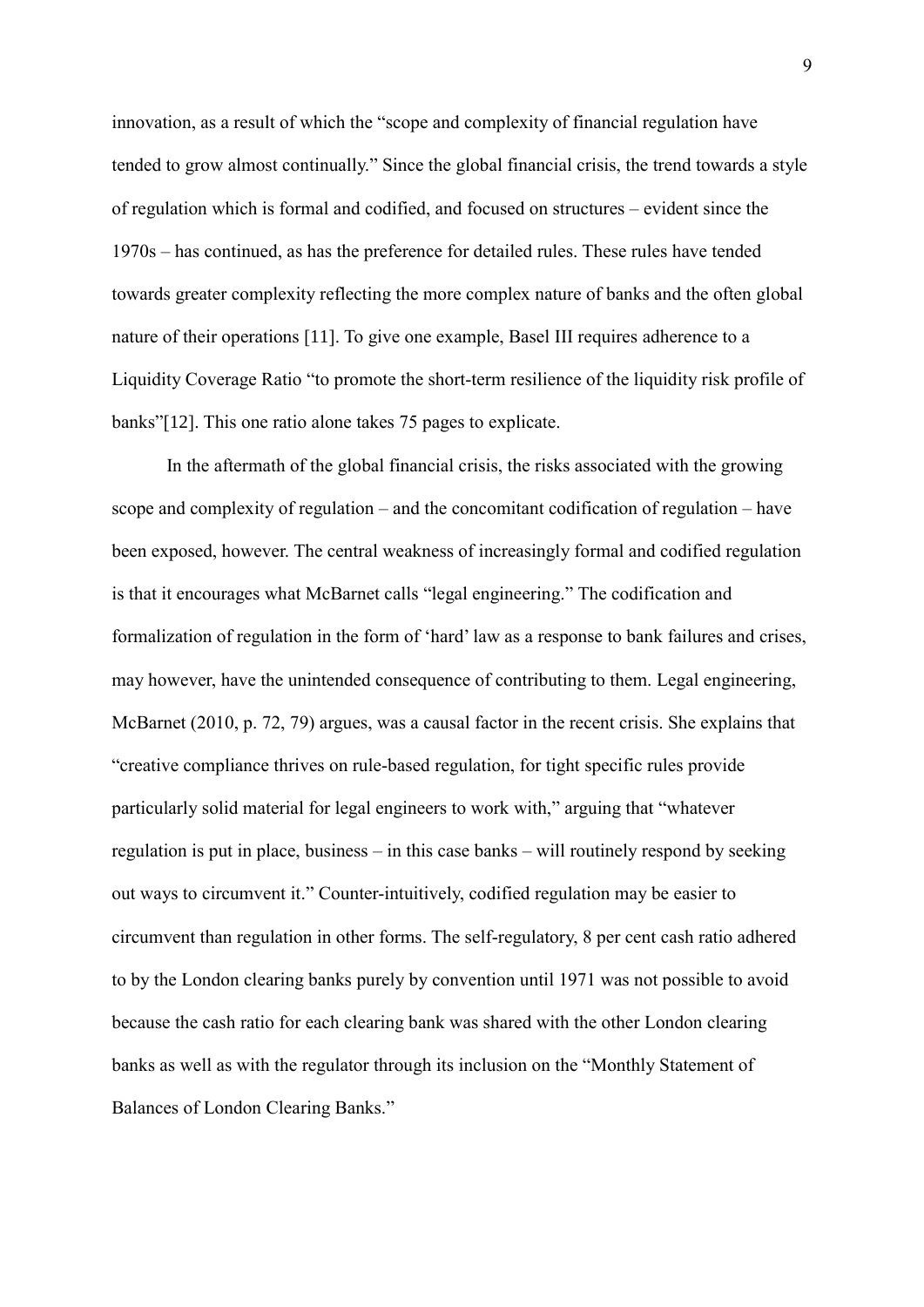innovation, as a result of which the "scope and complexity of financial regulation have tended to grow almost continually." Since the global financial crisis, the trend towards a style of regulation which is formal and codified, and focused on structures – evident since the 1970s – has continued, as has the preference for detailed rules. These rules have tended towards greater complexity reflecting the more complex nature of banks and the often global nature of their operations [11]. To give one example, Basel III requires adherence to a Liquidity Coverage Ratio "to promote the short-term resilience of the liquidity risk profile of banks"[12]. This one ratio alone takes 75 pages to explicate.

In the aftermath of the global financial crisis, the risks associated with the growing scope and complexity of regulation – and the concomitant codification of regulation – have been exposed, however. The central weakness of increasingly formal and codified regulation is that it encourages what McBarnet calls "legal engineering." The codification and formalization of regulation in the form of 'hard' law as a response to bank failures and crises, may however, have the unintended consequence of contributing to them. Legal engineering, McBarnet (2010, p. 72, 79) argues, was a causal factor in the recent crisis. She explains that "creative compliance thrives on rule-based regulation, for tight specific rules provide particularly solid material for legal engineers to work with," arguing that "whatever regulation is put in place, business – in this case banks – will routinely respond by seeking out ways to circumvent it." Counter-intuitively, codified regulation may be easier to circumvent than regulation in other forms. The self-regulatory, 8 per cent cash ratio adhered to by the London clearing banks purely by convention until 1971 was not possible to avoid because the cash ratio for each clearing bank was shared with the other London clearing banks as well as with the regulator through its inclusion on the "Monthly Statement of Balances of London Clearing Banks."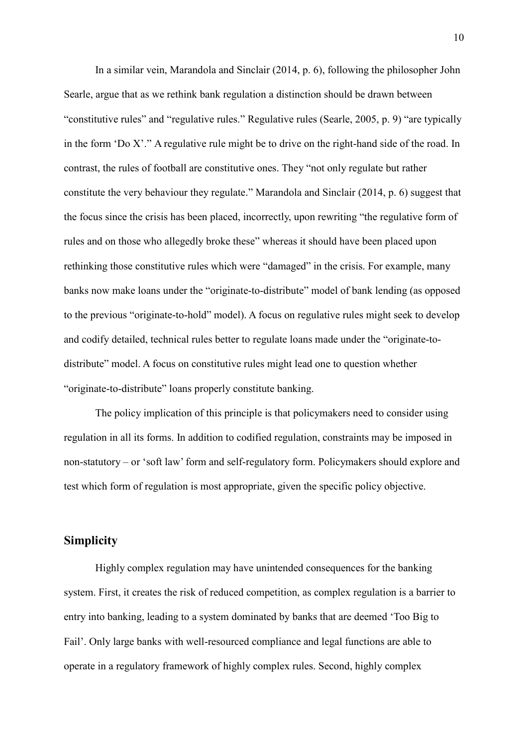In a similar vein, Marandola and Sinclair (2014, p. 6), following the philosopher John Searle, argue that as we rethink bank regulation a distinction should be drawn between "constitutive rules" and "regulative rules." Regulative rules (Searle, 2005, p. 9) "are typically in the form 'Do X'." A regulative rule might be to drive on the right-hand side of the road. In contrast, the rules of football are constitutive ones. They "not only regulate but rather constitute the very behaviour they regulate." Marandola and Sinclair (2014, p. 6) suggest that the focus since the crisis has been placed, incorrectly, upon rewriting "the regulative form of rules and on those who allegedly broke these" whereas it should have been placed upon rethinking those constitutive rules which were "damaged" in the crisis. For example, many banks now make loans under the "originate-to-distribute" model of bank lending (as opposed to the previous "originate-to-hold" model). A focus on regulative rules might seek to develop and codify detailed, technical rules better to regulate loans made under the "originate-to-distribute" model. A focus on constitutive rules might lead one to question whether "originate-to-distribute" loans properly constitute banking.

The policy implication of this principle is that policymakers need to consider using regulation in all its forms. In addition to codified regulation, constraints may be imposed in non-statutory – or 'soft law' form and self-regulatory form. Policymakers should explore and test which form of regulation is most appropriate, given the specific policy objective.

## Simplicity

Highly complex regulation may have unintended consequences for the banking system. First, it creates the risk of reduced competition, as complex regulation is a barrier to entry into banking, leading to a system dominated by banks that are deemed 'Too Big to Fail'. Only large banks with well-resourced compliance and legal functions are able to operate in a regulatory framework of highly complex rules. Second, highly complex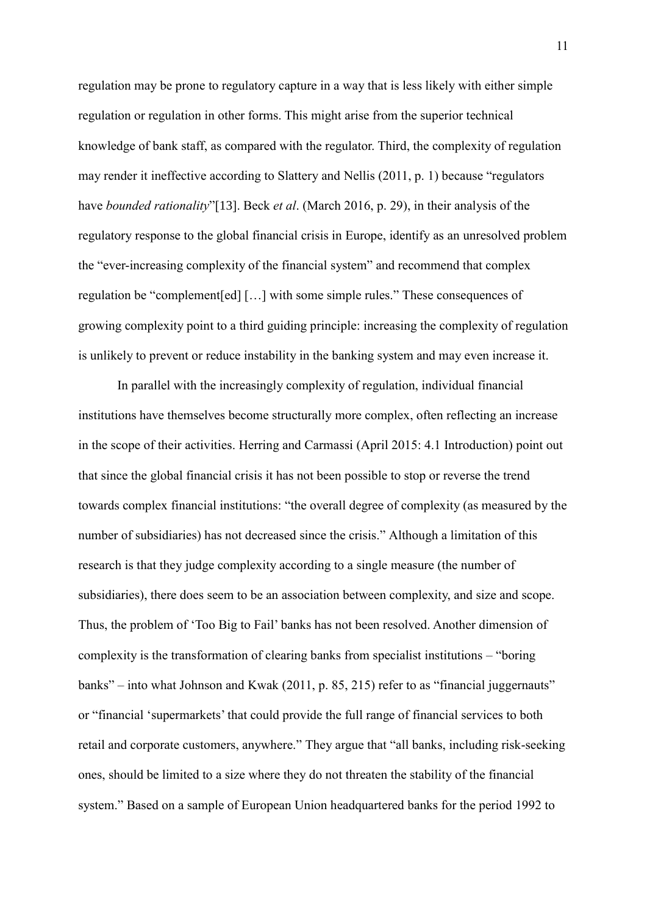regulation may be prone to regulatory capture in a way that is less likely with either simple regulation or regulation in other forms. This might arise from the superior technical knowledge of bank staff, as compared with the regulator. Third, the complexity of regulation may render it ineffective according to Slattery and Nellis (2011, p. 1) because "regulators have *bounded rationality*"[13]. Beck *et al*. (March 2016, p. 29), in their analysis of the regulatory response to the global financial crisis in Europe, identify as an unresolved problem the "ever-increasing complexity of the financial system" and recommend that complex regulation be "complement[ed] […] with some simple rules." These consequences of growing complexity point to a third guiding principle: increasing the complexity of regulation is unlikely to prevent or reduce instability in the banking system and may even increase it.

In parallel with the increasingly complexity of regulation, individual financial institutions have themselves become structurally more complex, often reflecting an increase in the scope of their activities. Herring and Carmassi (April 2015: 4.1 Introduction) point out that since the global financial crisis it has not been possible to stop or reverse the trend towards complex financial institutions: "the overall degree of complexity (as measured by the number of subsidiaries) has not decreased since the crisis." Although a limitation of this research is that they judge complexity according to a single measure (the number of subsidiaries), there does seem to be an association between complexity, and size and scope. Thus, the problem of 'Too Big to Fail' banks has not been resolved. Another dimension of complexity is the transformation of clearing banks from specialist institutions – "boring banks" – into what Johnson and Kwak (2011, p. 85, 215) refer to as "financial juggernauts" or "financial 'supermarkets' that could provide the full range of financial services to both retail and corporate customers, anywhere." They argue that "all banks, including risk-seeking ones, should be limited to a size where they do not threaten the stability of the financial system." Based on a sample of European Union headquartered banks for the period 1992 to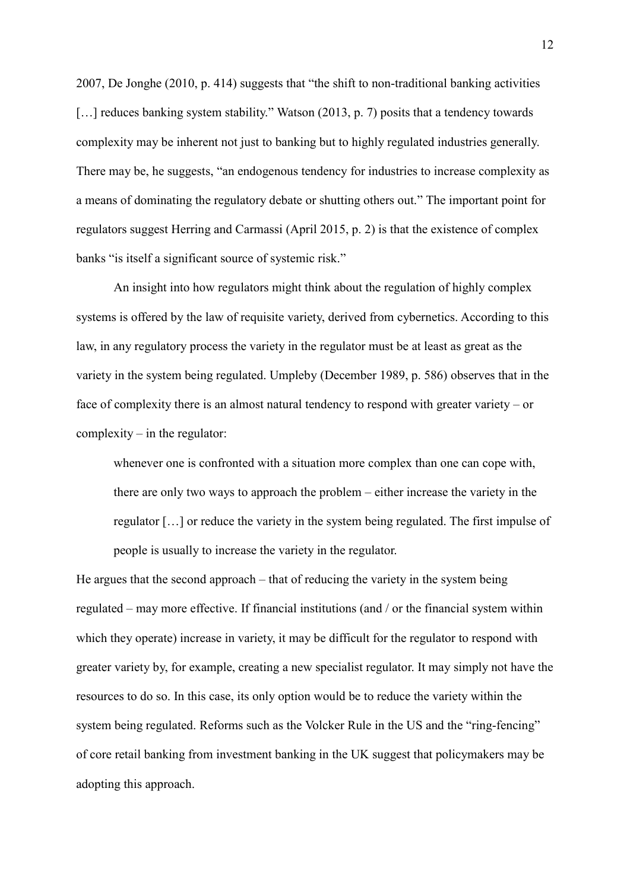2007, De Jonghe (2010, p. 414) suggests that "the shift to non-traditional banking activities […] reduces banking system stability." Watson (2013, p. 7) posits that a tendency towards complexity may be inherent not just to banking but to highly regulated industries generally. There may be, he suggests, "an endogenous tendency for industries to increase complexity as a means of dominating the regulatory debate or shutting others out." The important point for regulators suggest Herring and Carmassi (April 2015, p. 2) is that the existence of complex banks "is itself a significant source of systemic risk."

An insight into how regulators might think about the regulation of highly complex systems is offered by the law of requisite variety, derived from cybernetics. According to this law, in any regulatory process the variety in the regulator must be at least as great as the variety in the system being regulated. Umpleby (December 1989, p. 586) observes that in the face of complexity there is an almost natural tendency to respond with greater variety – or complexity – in the regulator:

> whenever one is confronted with a situation more complex than one can cope with, there are only two ways to approach the problem – either increase the variety in the regulator […] or reduce the variety in the system being regulated. The first impulse of people is usually to increase the variety in the regulator.

He argues that the second approach – that of reducing the variety in the system being regulated – may more effective. If financial institutions (and / or the financial system within which they operate) increase in variety, it may be difficult for the regulator to respond with greater variety by, for example, creating a new specialist regulator. It may simply not have the resources to do so. In this case, its only option would be to reduce the variety within the system being regulated. Reforms such as the Volcker Rule in the US and the "ring-fencing" of core retail banking from investment banking in the UK suggest that policymakers may be adopting this approach.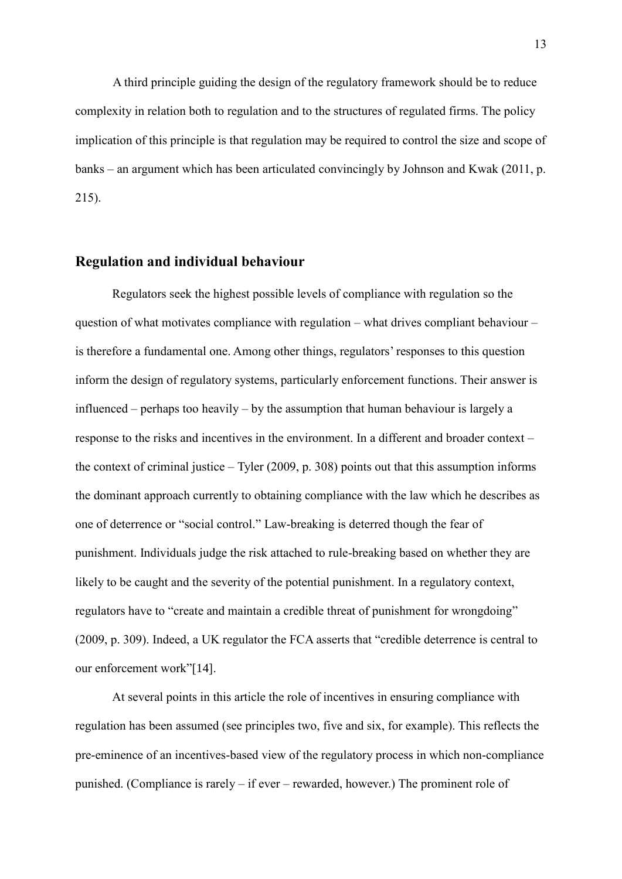A third principle guiding the design of the regulatory framework should be to reduce complexity in relation both to regulation and to the structures of regulated firms. The policy implication of this principle is that regulation may be required to control the size and scope of banks – an argument which has been articulated convincingly by Johnson and Kwak (2011, p. 215).

## Regulation and individual behaviour

Regulators seek the highest possible levels of compliance with regulation so the question of what motivates compliance with regulation – what drives compliant behaviour – is therefore a fundamental one. Among other things, regulators' responses to this question inform the design of regulatory systems, particularly enforcement functions. Their answer is influenced – perhaps too heavily – by the assumption that human behaviour is largely a response to the risks and incentives in the environment. In a different and broader context – the context of criminal justice – Tyler (2009, p. 308) points out that this assumption informs the dominant approach currently to obtaining compliance with the law which he describes as one of deterrence or "social control." Law-breaking is deterred though the fear of punishment. Individuals judge the risk attached to rule-breaking based on whether they are likely to be caught and the severity of the potential punishment. In a regulatory context, regulators have to "create and maintain a credible threat of punishment for wrongdoing" (2009, p. 309). Indeed, a UK regulator the FCA asserts that "credible deterrence is central to our enforcement work"[14].

At several points in this article the role of incentives in ensuring compliance with regulation has been assumed (see principles two, five and six, for example). This reflects the pre-eminence of an incentives-based view of the regulatory process in which non-compliance punished. (Compliance is rarely – if ever – rewarded, however.) The prominent role of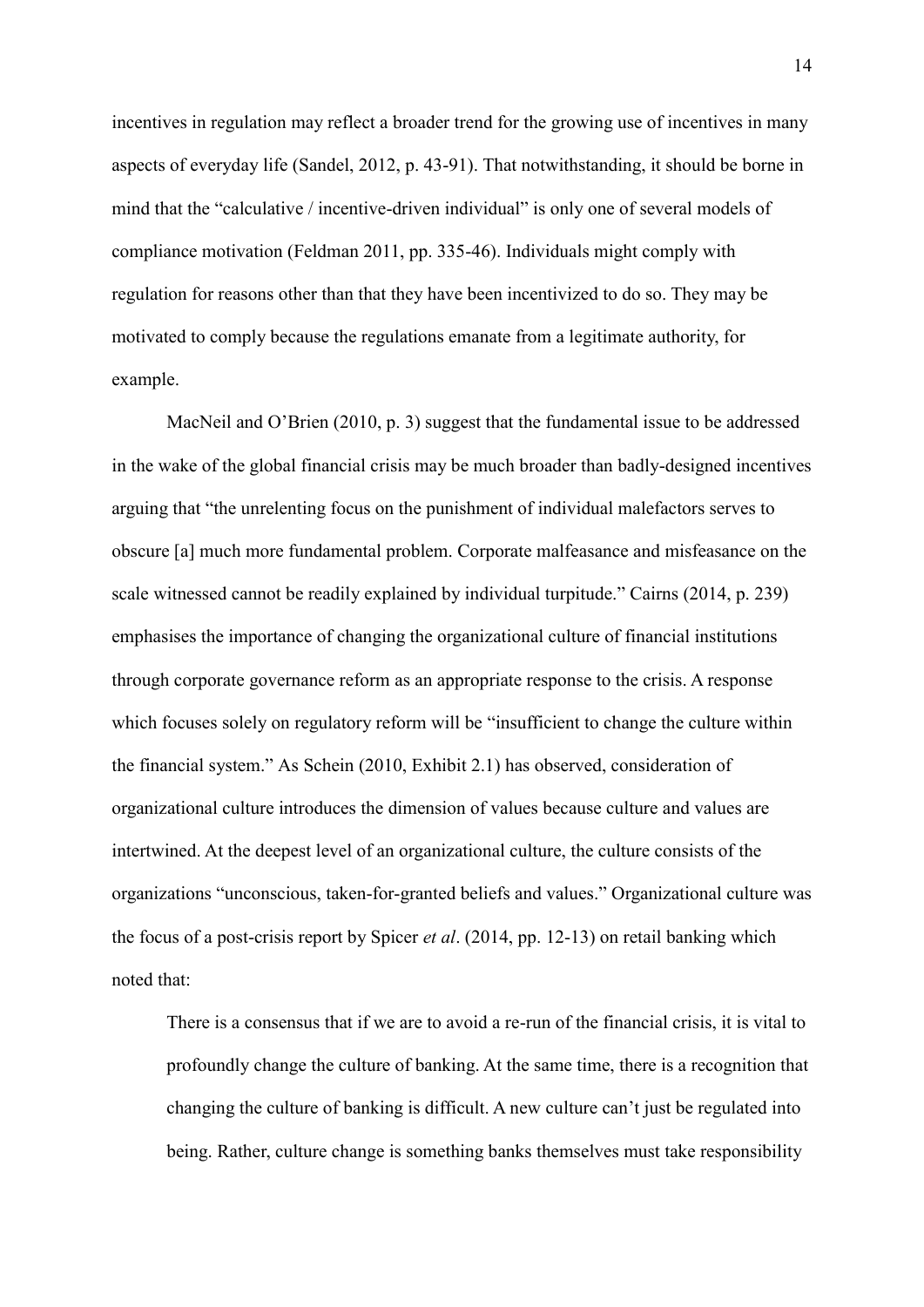incentives in regulation may reflect a broader trend for the growing use of incentives in many aspects of everyday life (Sandel, 2012, p. 43-91). That notwithstanding, it should be borne in mind that the "calculative / incentive-driven individual" is only one of several models of compliance motivation (Feldman 2011, pp. 335-46). Individuals might comply with regulation for reasons other than that they have been incentivized to do so. They may be motivated to comply because the regulations emanate from a legitimate authority, for example.

MacNeil and O'Brien (2010, p. 3) suggest that the fundamental issue to be addressed in the wake of the global financial crisis may be much broader than badly-designed incentives arguing that "the unrelenting focus on the punishment of individual malefactors serves to obscure [a] much more fundamental problem. Corporate malfeasance and misfeasance on the scale witnessed cannot be readily explained by individual turpitude." Cairns (2014, p. 239) emphasises the importance of changing the organizational culture of financial institutions through corporate governance reform as an appropriate response to the crisis. A response which focuses solely on regulatory reform will be "insufficient to change the culture within the financial system." As Schein (2010, Exhibit 2.1) has observed, consideration of organizational culture introduces the dimension of values because culture and values are intertwined. At the deepest level of an organizational culture, the culture consists of the organizations "unconscious, taken-for-granted beliefs and values." Organizational culture was the focus of a post-crisis report by Spicer *et al*. (2014, pp. 12-13) on retail banking which noted that:

> There is a consensus that if we are to avoid a re-run of the financial crisis, it is vital to profoundly change the culture of banking. At the same time, there is a recognition that changing the culture of banking is difficult. A new culture can't just be regulated into being. Rather, culture change is something banks themselves must take responsibility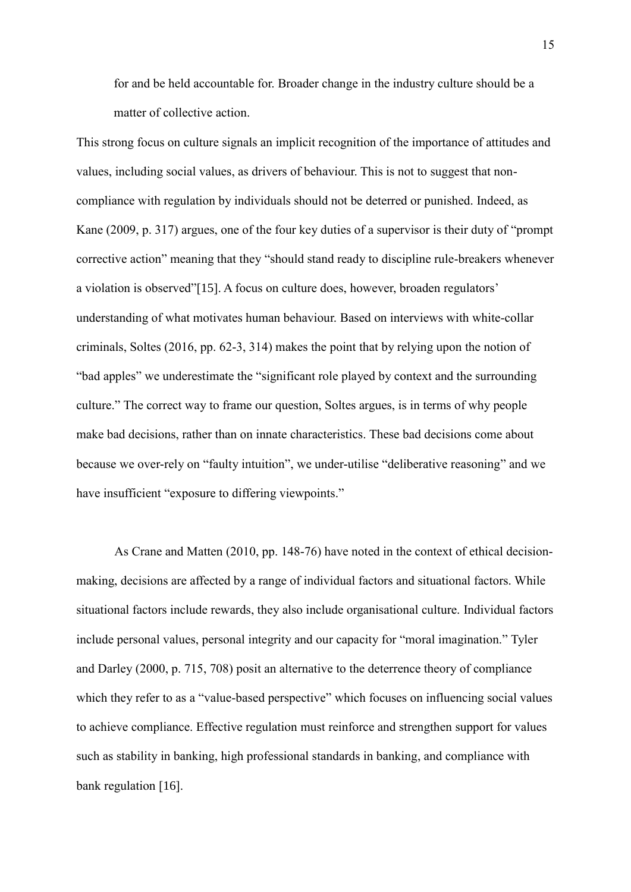for and be held accountable for. Broader change in the industry culture should be a matter of collective action.

This strong focus on culture signals an implicit recognition of the importance of attitudes and values, including social values, as drivers of behaviour. This is not to suggest that non-compliance with regulation by individuals should not be deterred or punished. Indeed, as Kane (2009, p. 317) argues, one of the four key duties of a supervisor is their duty of "prompt corrective action" meaning that they "should stand ready to discipline rule-breakers whenever a violation is observed"[15]. A focus on culture does, however, broaden regulators' understanding of what motivates human behaviour. Based on interviews with white-collar criminals, Soltes (2016, pp. 62-3, 314) makes the point that by relying upon the notion of "bad apples" we underestimate the "significant role played by context and the surrounding culture." The correct way to frame our question, Soltes argues, is in terms of why people make bad decisions, rather than on innate characteristics. These bad decisions come about because we over-rely on "faulty intuition", we under-utilise "deliberative reasoning" and we have insufficient "exposure to differing viewpoints."

As Crane and Matten (2010, pp. 148-76) have noted in the context of ethical decision-making, decisions are affected by a range of individual factors and situational factors. While situational factors include rewards, they also include organisational culture. Individual factors include personal values, personal integrity and our capacity for "moral imagination." Tyler and Darley (2000, p. 715, 708) posit an alternative to the deterrence theory of compliance which they refer to as a "value-based perspective" which focuses on influencing social values to achieve compliance. Effective regulation must reinforce and strengthen support for values such as stability in banking, high professional standards in banking, and compliance with bank regulation [16].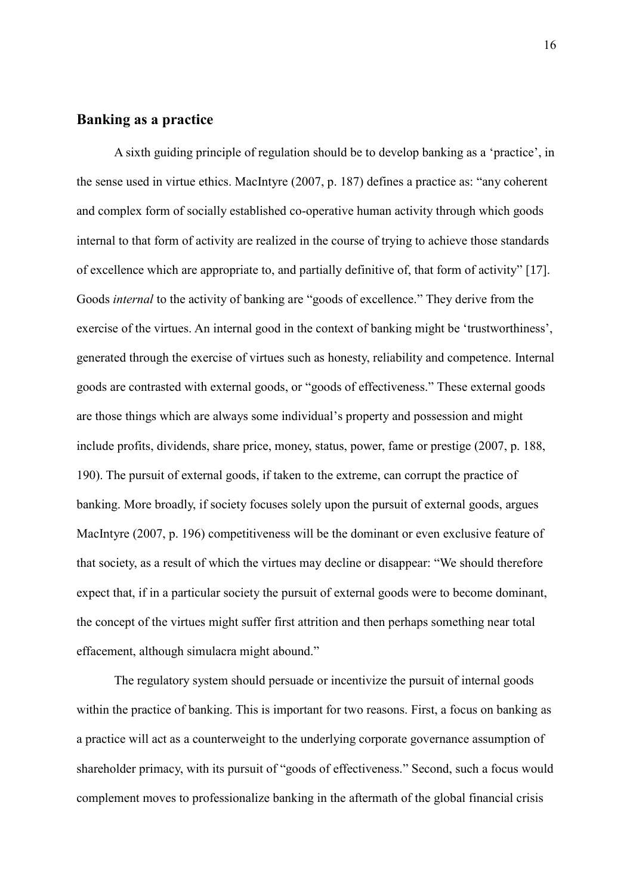## Banking as a practice

A sixth guiding principle of regulation should be to develop banking as a 'practice', in the sense used in virtue ethics. MacIntyre (2007, p. 187) defines a practice as: "any coherent and complex form of socially established co-operative human activity through which goods internal to that form of activity are realized in the course of trying to achieve those standards of excellence which are appropriate to, and partially definitive of, that form of activity" [17]. Goods *internal* to the activity of banking are "goods of excellence." They derive from the exercise of the virtues. An internal good in the context of banking might be 'trustworthiness', generated through the exercise of virtues such as honesty, reliability and competence. Internal goods are contrasted with external goods, or "goods of effectiveness." These external goods are those things which are always some individual's property and possession and might include profits, dividends, share price, money, status, power, fame or prestige (2007, p. 188, 190). The pursuit of external goods, if taken to the extreme, can corrupt the practice of banking. More broadly, if society focuses solely upon the pursuit of external goods, argues MacIntyre (2007, p. 196) competitiveness will be the dominant or even exclusive feature of that society, as a result of which the virtues may decline or disappear: "We should therefore expect that, if in a particular society the pursuit of external goods were to become dominant, the concept of the virtues might suffer first attrition and then perhaps something near total effacement, although simulacra might abound."

The regulatory system should persuade or incentivize the pursuit of internal goods within the practice of banking. This is important for two reasons. First, a focus on banking as a practice will act as a counterweight to the underlying corporate governance assumption of shareholder primacy, with its pursuit of "goods of effectiveness." Second, such a focus would complement moves to professionalize banking in the aftermath of the global financial crisis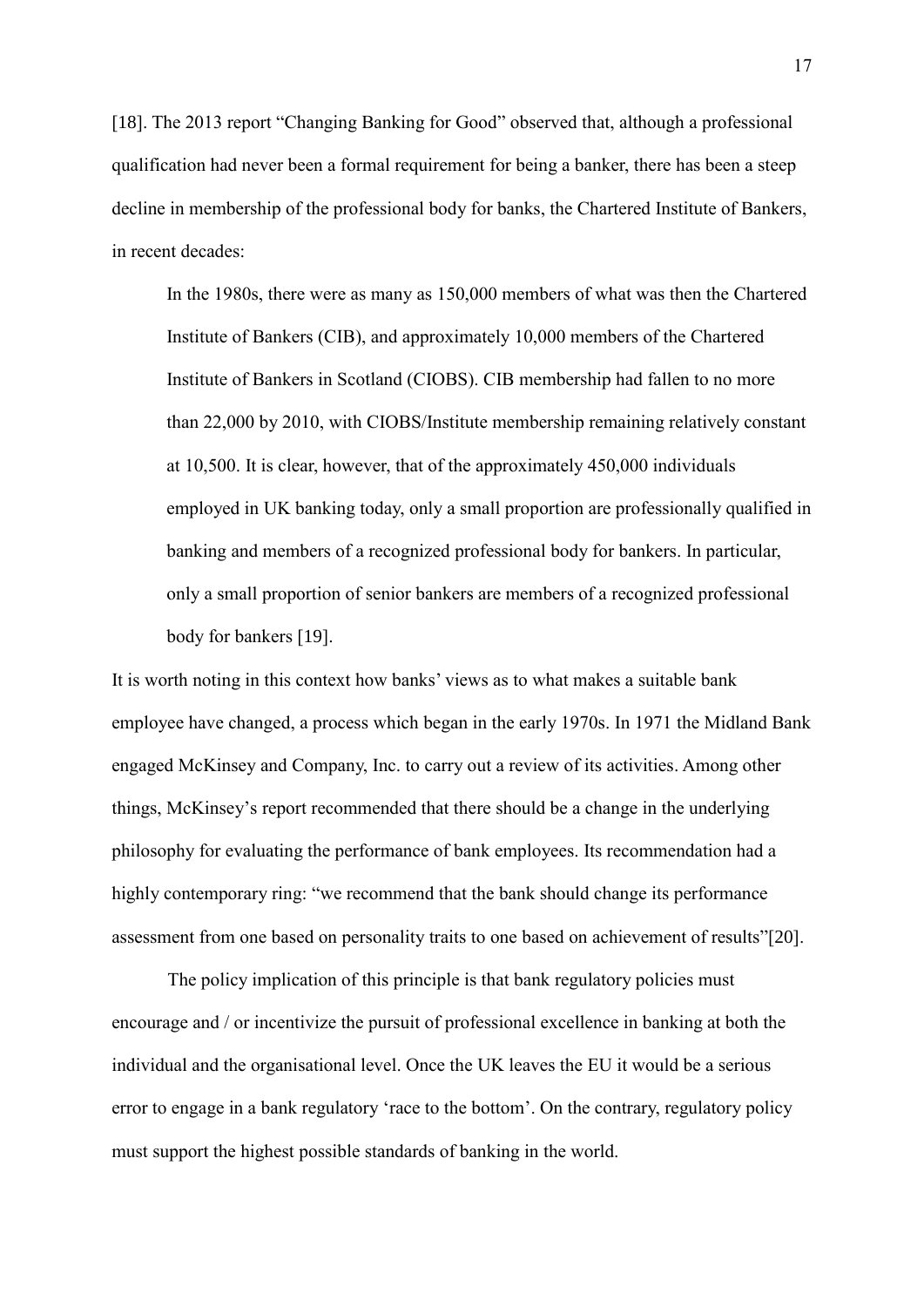[18]. The 2013 report "Changing Banking for Good" observed that, although a professional qualification had never been a formal requirement for being a banker, there has been a steep decline in membership of the professional body for banks, the Chartered Institute of Bankers, in recent decades:

> In the 1980s, there were as many as 150,000 members of what was then the Chartered Institute of Bankers (CIB), and approximately 10,000 members of the Chartered Institute of Bankers in Scotland (CIOBS). CIB membership had fallen to no more than 22,000 by 2010, with CIOBS/Institute membership remaining relatively constant at 10,500. It is clear, however, that of the approximately 450,000 individuals employed in UK banking today, only a small proportion are professionally qualified in banking and members of a recognized professional body for bankers. In particular, only a small proportion of senior bankers are members of a recognized professional body for bankers [19].

It is worth noting in this context how banks' views as to what makes a suitable bank employee have changed, a process which began in the early 1970s. In 1971 the Midland Bank engaged McKinsey and Company, Inc. to carry out a review of its activities. Among other things, McKinsey's report recommended that there should be a change in the underlying philosophy for evaluating the performance of bank employees. Its recommendation had a highly contemporary ring: "we recommend that the bank should change its performance assessment from one based on personality traits to one based on achievement of results"[20].

The policy implication of this principle is that bank regulatory policies must encourage and / or incentivize the pursuit of professional excellence in banking at both the individual and the organisational level. Once the UK leaves the EU it would be a serious error to engage in a bank regulatory 'race to the bottom'. On the contrary, regulatory policy must support the highest possible standards of banking in the world.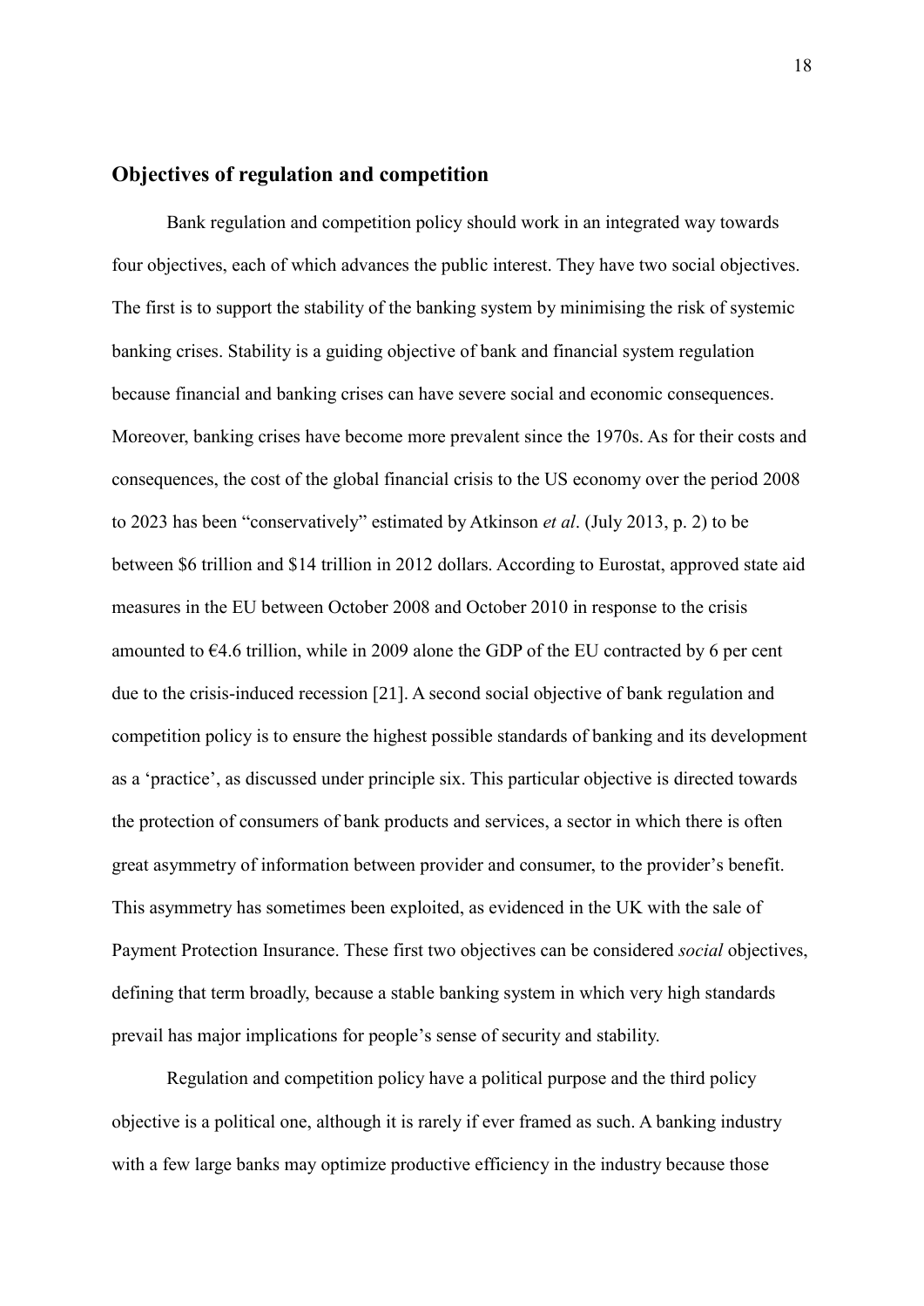## Objectives of regulation and competition

Bank regulation and competition policy should work in an integrated way towards four objectives, each of which advances the public interest. They have two social objectives. The first is to support the stability of the banking system by minimising the risk of systemic banking crises. Stability is a guiding objective of bank and financial system regulation because financial and banking crises can have severe social and economic consequences. Moreover, banking crises have become more prevalent since the 1970s. As for their costs and consequences, the cost of the global financial crisis to the US economy over the period 2008 to 2023 has been "conservatively" estimated by Atkinson *et al*. (July 2013, p. 2) to be between $6 trillion and $14 trillion in 2012 dollars. According to Eurostat, approved state aid measures in the EU between October 2008 and October 2010 in response to the crisis amounted to €4.6 trillion, while in 2009 alone the GDP of the EU contracted by 6 per cent due to the crisis-induced recession [21]. A second social objective of bank regulation and competition policy is to ensure the highest possible standards of banking and its development as a 'practice', as discussed under principle six. This particular objective is directed towards the protection of consumers of bank products and services, a sector in which there is often great asymmetry of information between provider and consumer, to the provider's benefit. This asymmetry has sometimes been exploited, as evidenced in the UK with the sale of Payment Protection Insurance. These first two objectives can be considered *social* objectives, defining that term broadly, because a stable banking system in which very high standards prevail has major implications for people's sense of security and stability.

Regulation and competition policy have a political purpose and the third policy objective is a political one, although it is rarely if ever framed as such. A banking industry with a few large banks may optimize productive efficiency in the industry because those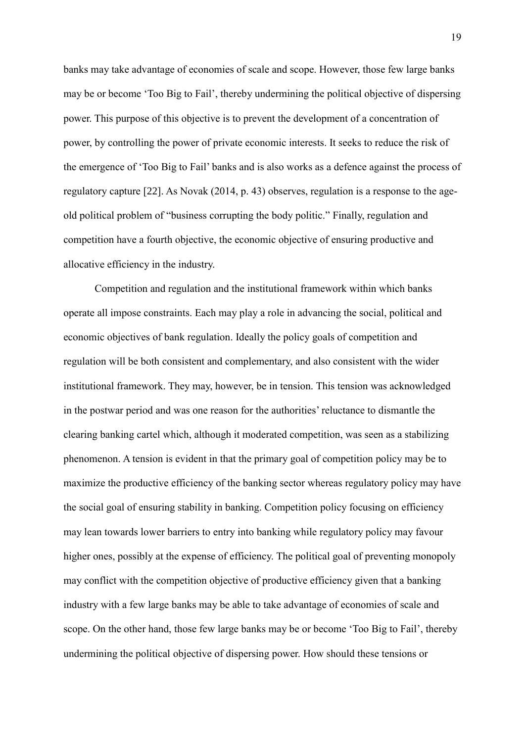banks may take advantage of economies of scale and scope. However, those few large banks may be or become 'Too Big to Fail', thereby undermining the political objective of dispersing power. This purpose of this objective is to prevent the development of a concentration of power, by controlling the power of private economic interests. It seeks to reduce the risk of the emergence of 'Too Big to Fail' banks and is also works as a defence against the process of regulatory capture [22]. As Novak (2014, p. 43) observes, regulation is a response to the age-old political problem of "business corrupting the body politic." Finally, regulation and competition have a fourth objective, the economic objective of ensuring productive and allocative efficiency in the industry.

Competition and regulation and the institutional framework within which banks operate all impose constraints. Each may play a role in advancing the social, political and economic objectives of bank regulation. Ideally the policy goals of competition and regulation will be both consistent and complementary, and also consistent with the wider institutional framework. They may, however, be in tension. This tension was acknowledged in the postwar period and was one reason for the authorities' reluctance to dismantle the clearing banking cartel which, although it moderated competition, was seen as a stabilizing phenomenon. A tension is evident in that the primary goal of competition policy may be to maximize the productive efficiency of the banking sector whereas regulatory policy may have the social goal of ensuring stability in banking. Competition policy focusing on efficiency may lean towards lower barriers to entry into banking while regulatory policy may favour higher ones, possibly at the expense of efficiency. The political goal of preventing monopoly may conflict with the competition objective of productive efficiency given that a banking industry with a few large banks may be able to take advantage of economies of scale and scope. On the other hand, those few large banks may be or become 'Too Big to Fail', thereby undermining the political objective of dispersing power. How should these tensions or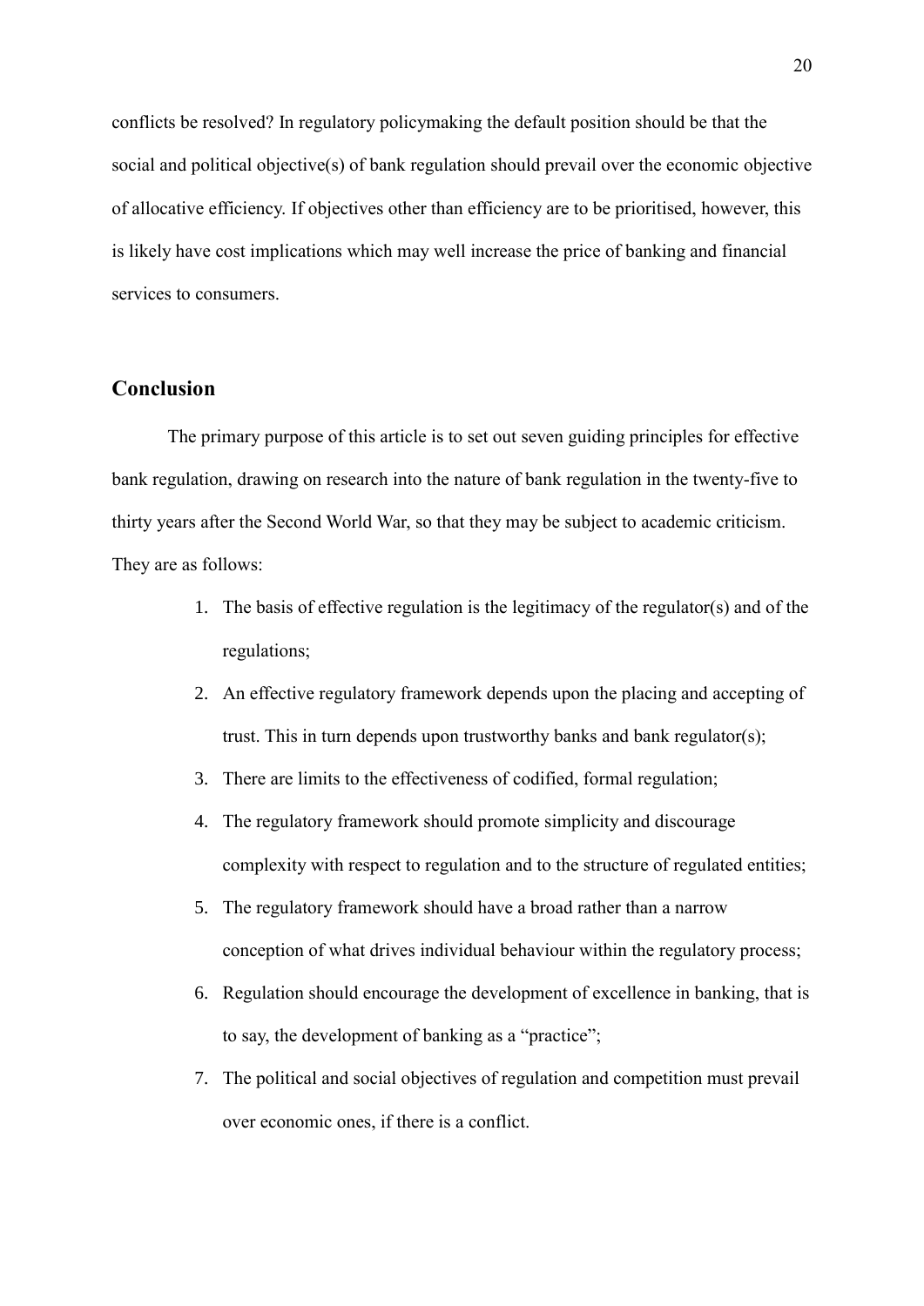conflicts be resolved? In regulatory policymaking the default position should be that the social and political objective(s) of bank regulation should prevail over the economic objective of allocative efficiency. If objectives other than efficiency are to be prioritised, however, this is likely have cost implications which may well increase the price of banking and financial services to consumers.

## Conclusion

The primary purpose of this article is to set out seven guiding principles for effective bank regulation, drawing on research into the nature of bank regulation in the twenty-five to thirty years after the Second World War, so that they may be subject to academic criticism. They are as follows:

1. The basis of effective regulation is the legitimacy of the regulator(s) and of the regulations;
2. An effective regulatory framework depends upon the placing and accepting of trust. This in turn depends upon trustworthy banks and bank regulator(s);
3. There are limits to the effectiveness of codified, formal regulation;
4. The regulatory framework should promote simplicity and discourage complexity with respect to regulation and to the structure of regulated entities;
5. The regulatory framework should have a broad rather than a narrow conception of what drives individual behaviour within the regulatory process;
6. Regulation should encourage the development of excellence in banking, that is to say, the development of banking as a “practice”;
7. The political and social objectives of regulation and competition must prevail over economic ones, if there is a conflict.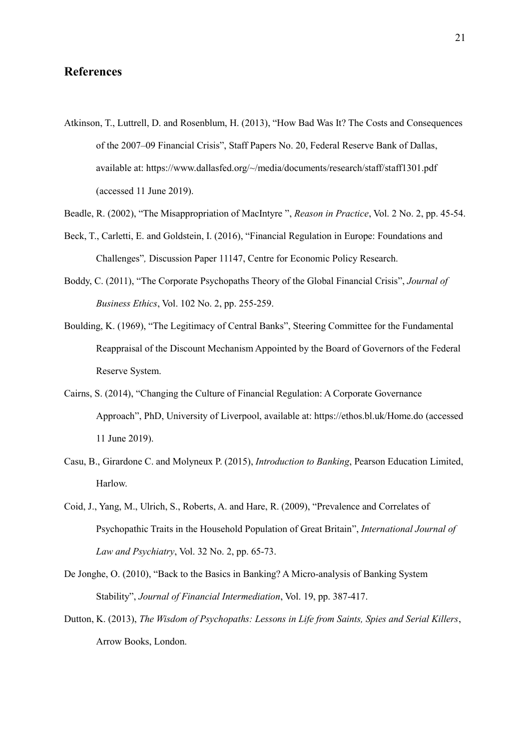## References

Atkinson, T., Luttrell, D. and Rosenblum, H. (2013), "How Bad Was It? The Costs and Consequences of the 2007–09 Financial Crisis", Staff Papers No. 20, Federal Reserve Bank of Dallas, available at: https://www.dallasfed.org/~/media/documents/research/staff/staff1301.pdf (accessed 11 June 2019).

Beadle, R. (2002), "The Misappropriation of MacIntyre ", *Reason in Practice*, Vol. 2 No. 2, pp. 45-54.

Beck, T., Carletti, E. and Goldstein, I. (2016), "Financial Regulation in Europe: Foundations and Challenges"*,* Discussion Paper 11147, Centre for Economic Policy Research.

Boddy, C. (2011), "The Corporate Psychopaths Theory of the Global Financial Crisis", *Journal of Business Ethics*, Vol. 102 No. 2, pp. 255-259.

Boulding, K. (1969), "The Legitimacy of Central Banks", Steering Committee for the Fundamental Reappraisal of the Discount Mechanism Appointed by the Board of Governors of the Federal Reserve System.

Cairns, S. (2014), "Changing the Culture of Financial Regulation: A Corporate Governance Approach", PhD, University of Liverpool, available at: https://ethos.bl.uk/Home.do (accessed 11 June 2019).

Casu, B., Girardone C. and Molyneux P. (2015), *Introduction to Banking*, Pearson Education Limited, Harlow.

Coid, J., Yang, M., Ulrich, S., Roberts, A. and Hare, R. (2009), "Prevalence and Correlates of Psychopathic Traits in the Household Population of Great Britain", *International Journal of Law and Psychiatry*, Vol. 32 No. 2, pp. 65-73.

De Jonghe, O. (2010), "Back to the Basics in Banking? A Micro-analysis of Banking System Stability", *Journal of Financial Intermediation*, Vol. 19, pp. 387-417.

Dutton, K. (2013), *The Wisdom of Psychopaths: Lessons in Life from Saints, Spies and Serial Killers*, Arrow Books, London.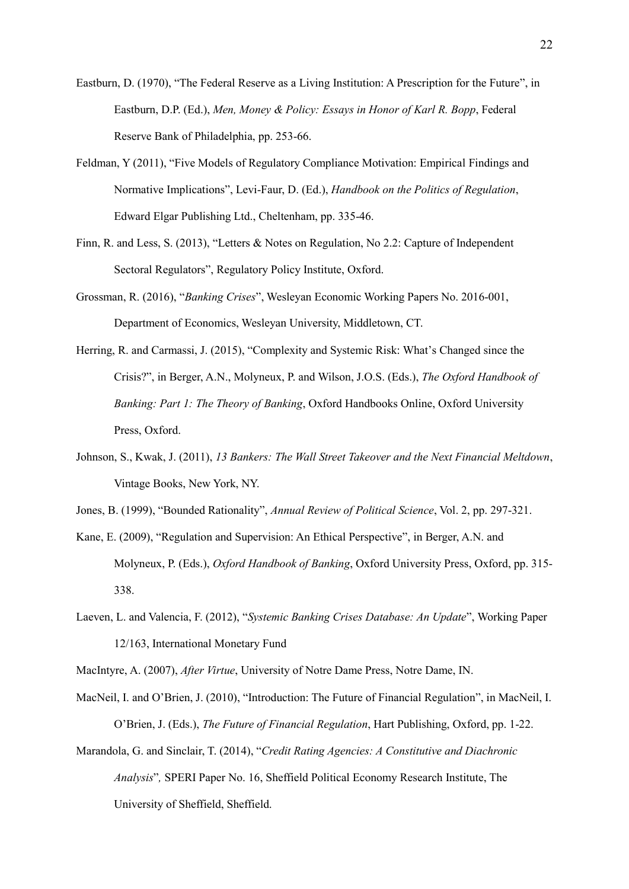Eastburn, D. (1970), "The Federal Reserve as a Living Institution: A Prescription for the Future", in Eastburn, D.P. (Ed.), *Men, Money & Policy: Essays in Honor of Karl R. Bopp*, Federal Reserve Bank of Philadelphia, pp. 253-66.

Feldman, Y (2011), "Five Models of Regulatory Compliance Motivation: Empirical Findings and Normative Implications", Levi-Faur, D. (Ed.), *Handbook on the Politics of Regulation*, Edward Elgar Publishing Ltd., Cheltenham, pp. 335-46.

Finn, R. and Less, S. (2013), "Letters & Notes on Regulation, No 2.2: Capture of Independent Sectoral Regulators", Regulatory Policy Institute, Oxford.

Grossman, R. (2016), "*Banking Crises*", Wesleyan Economic Working Papers No. 2016-001, Department of Economics, Wesleyan University, Middletown, CT.

Herring, R. and Carmassi, J. (2015), "Complexity and Systemic Risk: What's Changed since the Crisis?", in Berger, A.N., Molyneux, P. and Wilson, J.O.S. (Eds.), *The Oxford Handbook of Banking: Part 1: The Theory of Banking*, Oxford Handbooks Online, Oxford University Press, Oxford.

Johnson, S., Kwak, J. (2011), *13 Bankers: The Wall Street Takeover and the Next Financial Meltdown*, Vintage Books, New York, NY.

Jones, B. (1999), "Bounded Rationality", *Annual Review of Political Science*, Vol. 2, pp. 297-321.

Kane, E. (2009), "Regulation and Supervision: An Ethical Perspective", in Berger, A.N. and Molyneux, P. (Eds.), *Oxford Handbook of Banking*, Oxford University Press, Oxford, pp. 315-338.

Laeven, L. and Valencia, F. (2012), "*Systemic Banking Crises Database: An Update*", Working Paper 12/163, International Monetary Fund

MacIntyre, A. (2007), *After Virtue*, University of Notre Dame Press, Notre Dame, IN.

MacNeil, I. and O'Brien, J. (2010), "Introduction: The Future of Financial Regulation", in MacNeil, I. O'Brien, J. (Eds.), *The Future of Financial Regulation*, Hart Publishing, Oxford, pp. 1-22.

Marandola, G. and Sinclair, T. (2014), "*Credit Rating Agencies: A Constitutive and Diachronic Analysis*", SPERI Paper No. 16, Sheffield Political Economy Research Institute, The University of Sheffield, Sheffield.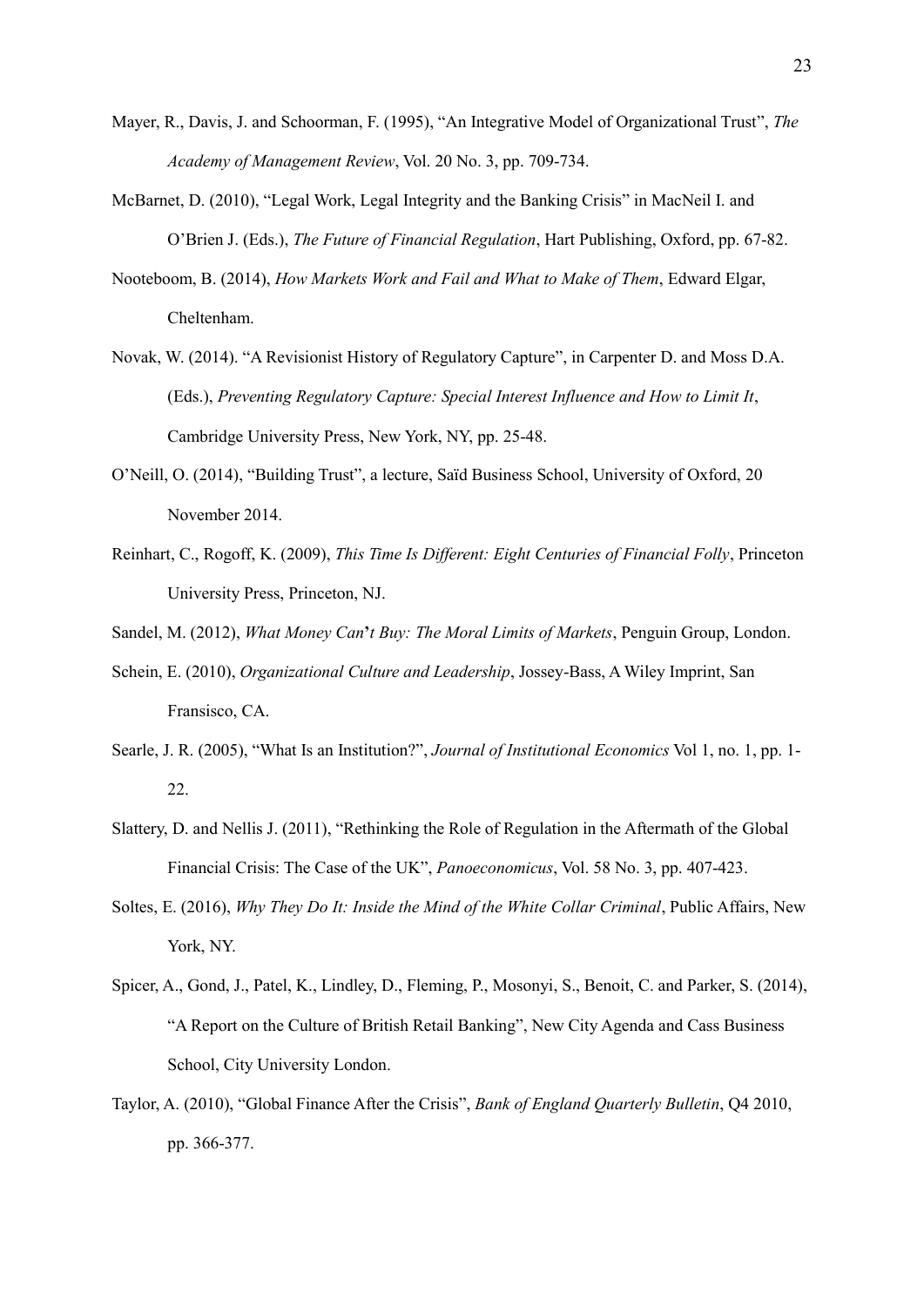Mayer, R., Davis, J. and Schoorman, F. (1995), "An Integrative Model of Organizational Trust", *The Academy of Management Review*, Vol. 20 No. 3, pp. 709-734.

McBarnet, D. (2010), "Legal Work, Legal Integrity and the Banking Crisis" in MacNeil I. and O'Brien J. (Eds.), *The Future of Financial Regulation*, Hart Publishing, Oxford, pp. 67-82.

Nooteboom, B. (2014), *How Markets Work and Fail and What to Make of Them*, Edward Elgar, Cheltenham.

Novak, W. (2014). "A Revisionist History of Regulatory Capture", in Carpenter D. and Moss D.A. (Eds.), *Preventing Regulatory Capture: Special Interest Influence and How to Limit It*, Cambridge University Press, New York, NY, pp. 25-48.

O'Neill, O. (2014), "Building Trust", a lecture, Saïd Business School, University of Oxford, 20 November 2014.

Reinhart, C., Rogoff, K. (2009), *This Time Is Different: Eight Centuries of Financial Folly*, Princeton University Press, Princeton, NJ.

Sandel, M. (2012), *What Money Can***'***t Buy: The Moral Limits of Markets*, Penguin Group, London.

Schein, E. (2010), *Organizational Culture and Leadership*, Jossey-Bass, A Wiley Imprint, San Fransisco, CA.

Searle, J. R. (2005), "What Is an Institution?", *Journal of Institutional Economics* Vol 1, no. 1, pp. 1-22.

Slattery, D. and Nellis J. (2011), "Rethinking the Role of Regulation in the Aftermath of the Global Financial Crisis: The Case of the UK", *Panoeconomicus*, Vol. 58 No. 3, pp. 407-423.

Soltes, E. (2016), *Why They Do It: Inside the Mind of the White Collar Criminal*, Public Affairs, New York, NY.

Spicer, A., Gond, J., Patel, K., Lindley, D., Fleming, P., Mosonyi, S., Benoit, C. and Parker, S. (2014), "A Report on the Culture of British Retail Banking", New City Agenda and Cass Business School, City University London.

Taylor, A. (2010), "Global Finance After the Crisis", *Bank of England Quarterly Bulletin*, Q4 2010, pp. 366-377.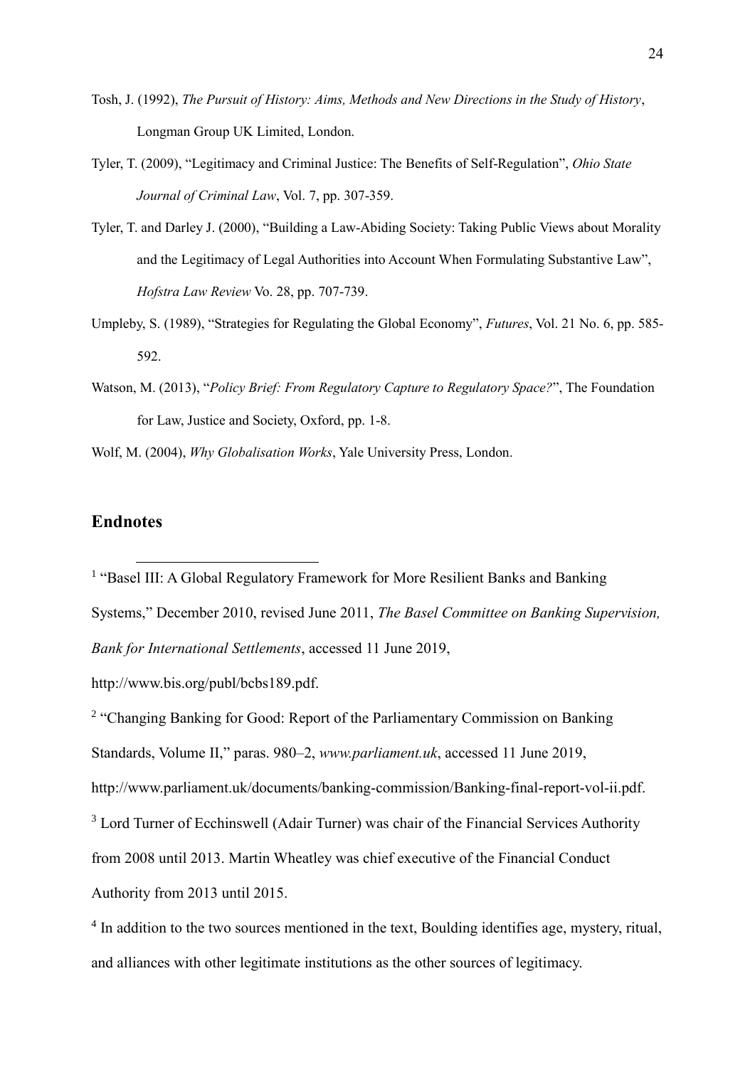Tosh, J. (1992), *The Pursuit of History: Aims, Methods and New Directions in the Study of History*, Longman Group UK Limited, London.

Tyler, T. (2009), "Legitimacy and Criminal Justice: The Benefits of Self-Regulation", *Ohio State Journal of Criminal Law*, Vol. 7, pp. 307-359.

Tyler, T. and Darley J. (2000), "Building a Law-Abiding Society: Taking Public Views about Morality and the Legitimacy of Legal Authorities into Account When Formulating Substantive Law", *Hofstra Law Review* Vo. 28, pp. 707-739.

Umpleby, S. (1989), "Strategies for Regulating the Global Economy", *Futures*, Vol. 21 No. 6, pp. 585-592.

Watson, M. (2013), "*Policy Brief: From Regulatory Capture to Regulatory Space?*", The Foundation for Law, Justice and Society, Oxford, pp. 1-8.

Wolf, M. (2004), *Why Globalisation Works*, Yale University Press, London.

## Endnotes

[1] "Basel III: A Global Regulatory Framework for More Resilient Banks and Banking Systems," December 2010, revised June 2011, *The Basel Committee on Banking Supervision, Bank for International Settlements*, accessed 11 June 2019, http://www.bis.org/publ/bcbs189.pdf.

[2] "Changing Banking for Good: Report of the Parliamentary Commission on Banking Standards, Volume II," paras. 980–2, *www.parliament.uk*, accessed 11 June 2019, http://www.parliament.uk/documents/banking-commission/Banking-final-report-vol-ii.pdf.

[3] Lord Turner of Ecchinswell (Adair Turner) was chair of the Financial Services Authority from 2008 until 2013. Martin Wheatley was chief executive of the Financial Conduct Authority from 2013 until 2015.

[4] In addition to the two sources mentioned in the text, Boulding identifies age, mystery, ritual, and alliances with other legitimate institutions as the other sources of legitimacy.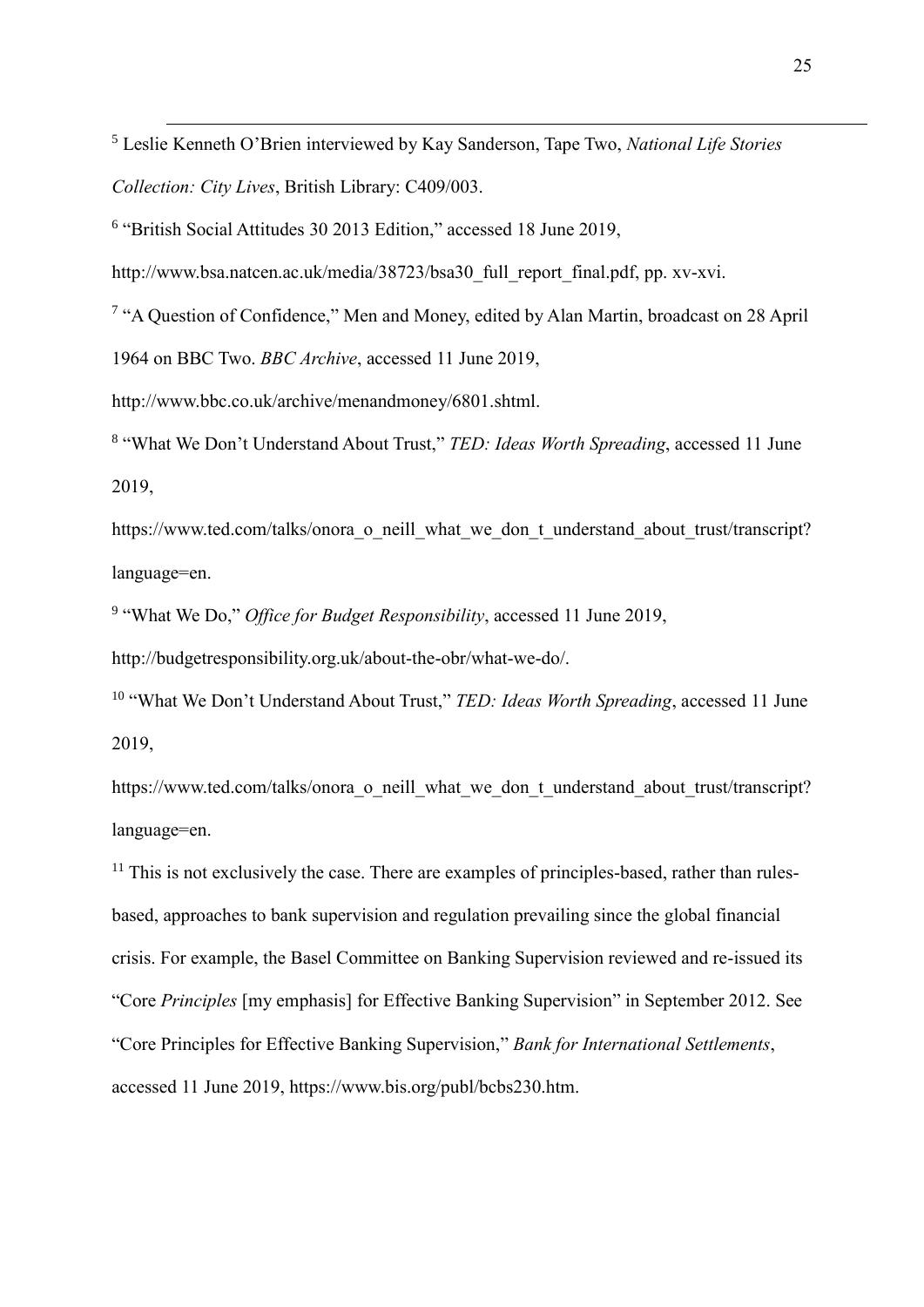[5] Leslie Kenneth O'Brien interviewed by Kay Sanderson, Tape Two, *National Life Stories Collection: City Lives*, British Library: C409/003.

[6] "British Social Attitudes 30 2013 Edition," accessed 18 June 2019, http://www.bsa.natcen.ac.uk/media/38723/bsa30_full_report_final.pdf, pp. xv-xvi.

[7] "A Question of Confidence," Men and Money, edited by Alan Martin, broadcast on 28 April 1964 on BBC Two. *BBC Archive*, accessed 11 June 2019, http://www.bbc.co.uk/archive/menandmoney/6801.shtml.

[8] "What We Don't Understand About Trust," *TED: Ideas Worth Spreading*, accessed 11 June 2019, https://www.ted.com/talks/onora_o_neill_what_we_don_t_understand_about_trust/transcript?language=en.

[9] "What We Do," *Office for Budget Responsibility*, accessed 11 June 2019, http://budgetresponsibility.org.uk/about-the-obr/what-we-do/.

[10] "What We Don't Understand About Trust," *TED: Ideas Worth Spreading*, accessed 11 June 2019, https://www.ted.com/talks/onora_o_neill_what_we_don_t_understand_about_trust/transcript?language=en.

[11] This is not exclusively the case. There are examples of principles-based, rather than rules-based, approaches to bank supervision and regulation prevailing since the global financial crisis. For example, the Basel Committee on Banking Supervision reviewed and re-issued its "Core *Principles* [my emphasis] for Effective Banking Supervision" in September 2012. See "Core Principles for Effective Banking Supervision," *Bank for International Settlements*, accessed 11 June 2019, https://www.bis.org/publ/bcbs230.htm.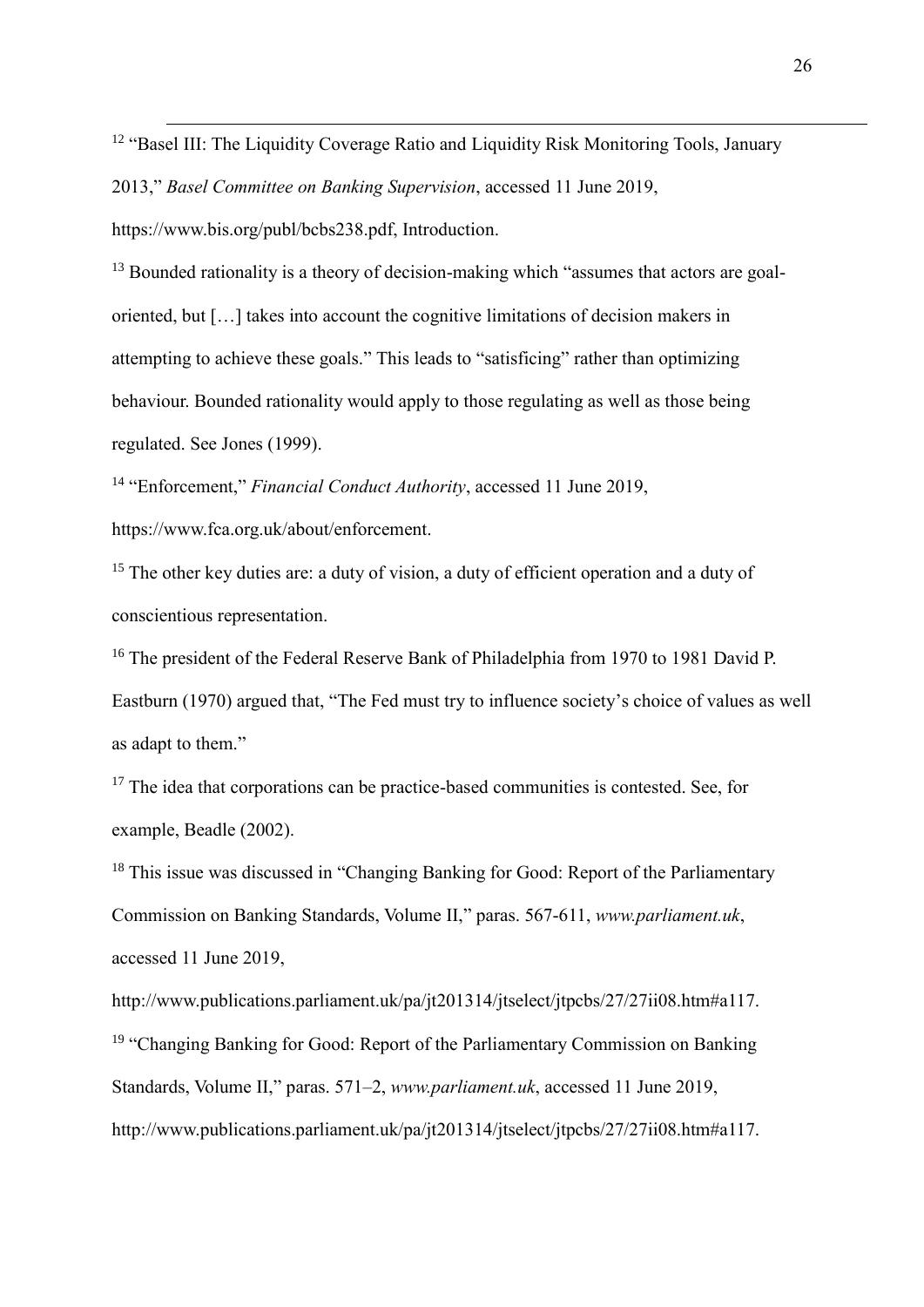[12] "Basel III: The Liquidity Coverage Ratio and Liquidity Risk Monitoring Tools, January 2013," *Basel Committee on Banking Supervision*, accessed 11 June 2019, https://www.bis.org/publ/bcbs238.pdf, Introduction.

[13] Bounded rationality is a theory of decision-making which "assumes that actors are goal-oriented, but […] takes into account the cognitive limitations of decision makers in attempting to achieve these goals." This leads to "satisficing" rather than optimizing behaviour. Bounded rationality would apply to those regulating as well as those being regulated. See Jones (1999).

[14] "Enforcement," *Financial Conduct Authority*, accessed 11 June 2019, https://www.fca.org.uk/about/enforcement.

[15] The other key duties are: a duty of vision, a duty of efficient operation and a duty of conscientious representation.

[16] The president of the Federal Reserve Bank of Philadelphia from 1970 to 1981 David P. Eastburn (1970) argued that, "The Fed must try to influence society's choice of values as well as adapt to them."

[17] The idea that corporations can be practice-based communities is contested. See, for example, Beadle (2002).

[18] This issue was discussed in "Changing Banking for Good: Report of the Parliamentary Commission on Banking Standards, Volume II," paras. 567-611, *www.parliament.uk*, accessed 11 June 2019, http://www.publications.parliament.uk/pa/jt201314/jtselect/jtpcbs/27/27ii08.htm#a117.

[19] "Changing Banking for Good: Report of the Parliamentary Commission on Banking Standards, Volume II," paras. 571–2, *www.parliament.uk*, accessed 11 June 2019, http://www.publications.parliament.uk/pa/jt201314/jtselect/jtpcbs/27/27ii08.htm#a117.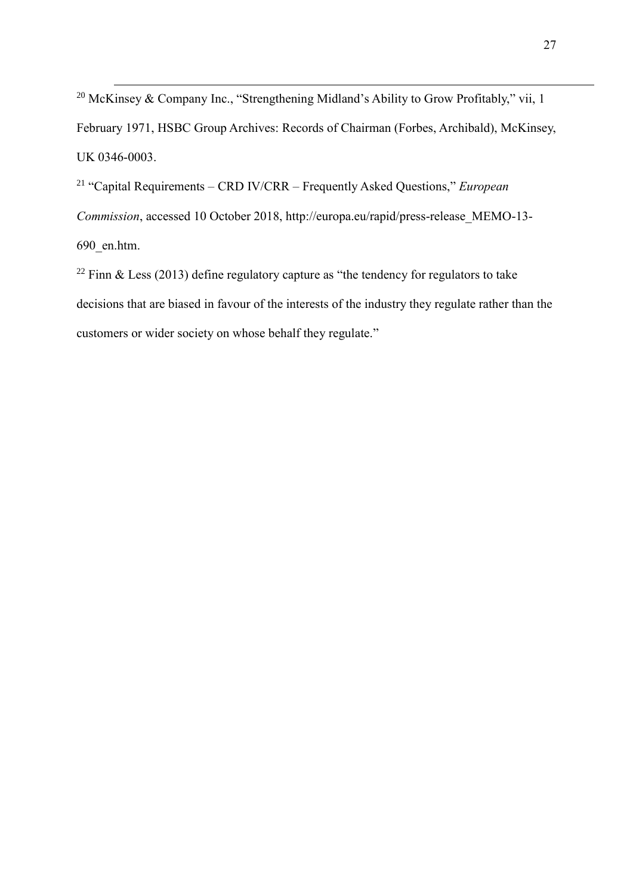[20] McKinsey & Company Inc., "Strengthening Midland's Ability to Grow Profitably," vii, 1 February 1971, HSBC Group Archives: Records of Chairman (Forbes, Archibald), McKinsey, UK 0346-0003.

[21] "Capital Requirements – CRD IV/CRR – Frequently Asked Questions," *European Commission*, accessed 10 October 2018, http://europa.eu/rapid/press-release_MEMO-13-690_en.htm.

[22] Finn & Less (2013) define regulatory capture as "the tendency for regulators to take decisions that are biased in favour of the interests of the industry they regulate rather than the customers or wider society on whose behalf they regulate."